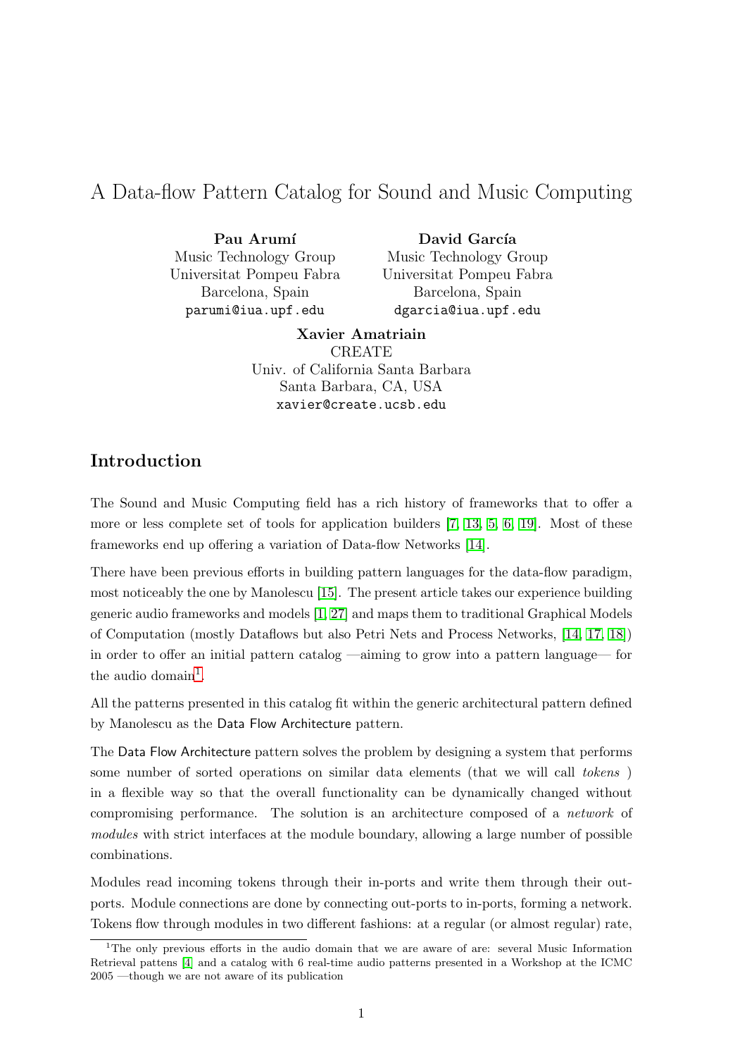# A Data-flow Pattern Catalog for Sound and Music Computing

**Pau Arumí**
Music Technology Group
Universitat Pompeu Fabra
Barcelona, Spain
parumi@iua.upf.edu

**David García**
Music Technology Group
Universitat Pompeu Fabra
Barcelona, Spain
dgarcia@iua.upf.edu

**Xavier Amatriain**
CREATE
Univ. of California Santa Barbara
Santa Barbara, CA, USA
xavier@create.ucsb.edu

## Introduction

The Sound and Music Computing field has a rich history of frameworks that to offer a more or less complete set of tools for application builders [7, 13, 5, 6, 19]. Most of these frameworks end up offering a variation of Data-flow Networks [14].

There have been previous efforts in building pattern languages for the data-flow paradigm, most noticeably the one by Manolescu [15]. The present article takes our experience building generic audio frameworks and models [1, 27] and maps them to traditional Graphical Models of Computation (mostly Dataflows but also Petri Nets and Process Networks, [14, 17, 18]) in order to offer an initial pattern catalog —aiming to grow into a pattern language— for the audio domain[1].

All the patterns presented in this catalog fit within the generic architectural pattern defined by Manolescu as the Data Flow Architecture pattern.

The Data Flow Architecture pattern solves the problem by designing a system that performs some number of sorted operations on similar data elements (that we will call *tokens* ) in a flexible way so that the overall functionality can be dynamically changed without compromising performance. The solution is an architecture composed of a *network* of *modules* with strict interfaces at the module boundary, allowing a large number of possible combinations.

Modules read incoming tokens through their in-ports and write them through their out-ports. Module connections are done by connecting out-ports to in-ports, forming a network. Tokens flow through modules in two different fashions: at a regular (or almost regular) rate,

[1] The only previous efforts in the audio domain that we are aware of are: several Music Information Retrieval pattens [4] and a catalog with 6 real-time audio patterns presented in a Workshop at the ICMC 2005 —though we are not aware of its publication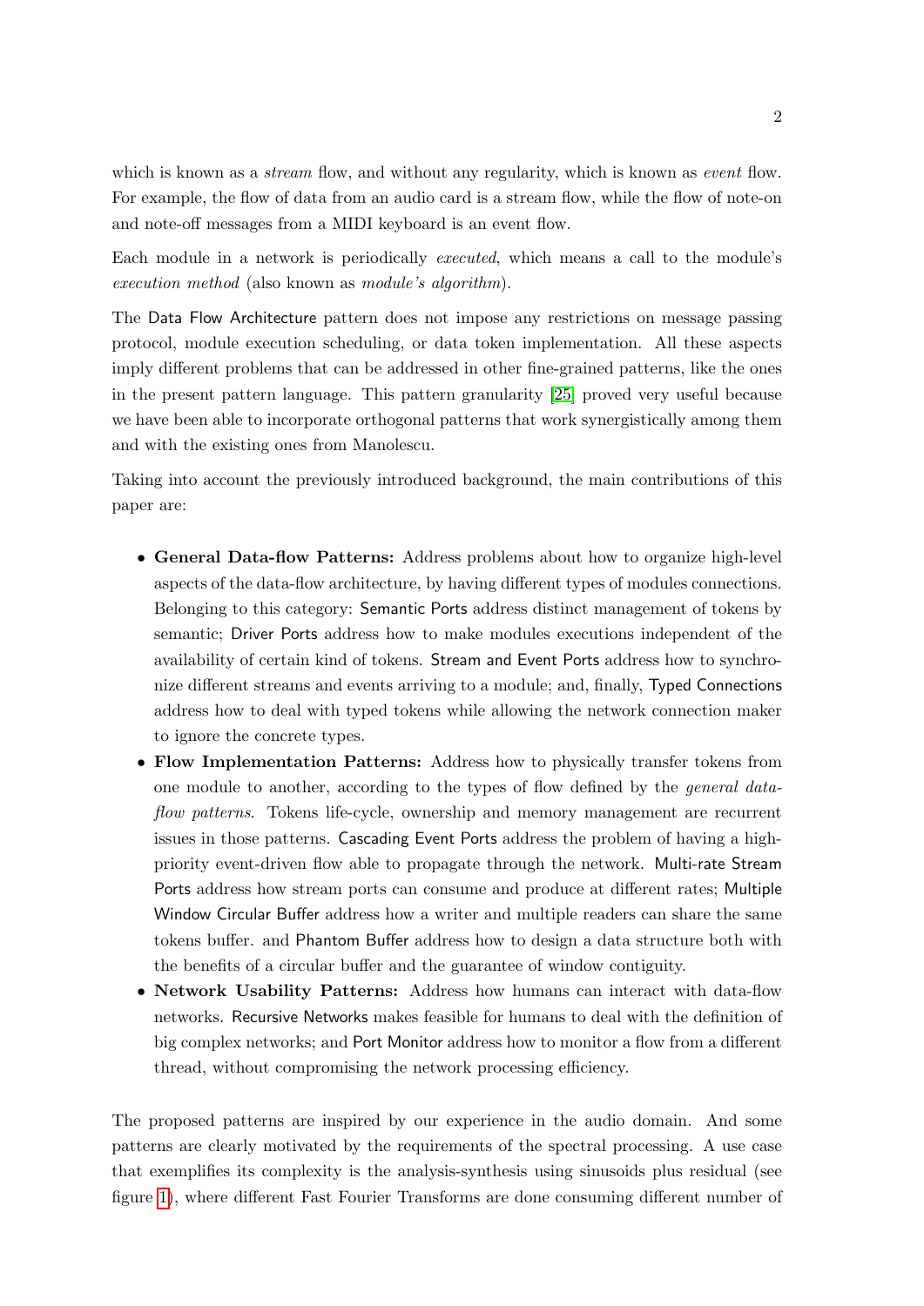which is known as a *stream* flow, and without any regularity, which is known as *event* flow. For example, the flow of data from an audio card is a stream flow, while the flow of note-on and note-off messages from a MIDI keyboard is an event flow.

Each module in a network is periodically *executed*, which means a call to the module's *execution method* (also known as *module's algorithm*).

The Data Flow Architecture pattern does not impose any restrictions on message passing protocol, module execution scheduling, or data token implementation. All these aspects imply different problems that can be addressed in other fine-grained patterns, like the ones in the present pattern language. This pattern granularity [25] proved very useful because we have been able to incorporate orthogonal patterns that work synergistically among them and with the existing ones from Manolescu.

Taking into account the previously introduced background, the main contributions of this paper are:

- **General Data-flow Patterns:** Address problems about how to organize high-level aspects of the data-flow architecture, by having different types of modules connections. Belonging to this category: Semantic Ports address distinct management of tokens by semantic; Driver Ports address how to make modules executions independent of the availability of certain kind of tokens. Stream and Event Ports address how to synchronize different streams and events arriving to a module; and, finally, Typed Connections address how to deal with typed tokens while allowing the network connection maker to ignore the concrete types.
- **Flow Implementation Patterns:** Address how to physically transfer tokens from one module to another, according to the types of flow defined by the *general data-flow patterns*. Tokens life-cycle, ownership and memory management are recurrent issues in those patterns. Cascading Event Ports address the problem of having a high-priority event-driven flow able to propagate through the network. Multi-rate Stream Ports address how stream ports can consume and produce at different rates; Multiple Window Circular Buffer address how a writer and multiple readers can share the same tokens buffer. and Phantom Buffer address how to design a data structure both with the benefits of a circular buffer and the guarantee of window contiguity.
- **Network Usability Patterns:** Address how humans can interact with data-flow networks. Recursive Networks makes feasible for humans to deal with the definition of big complex networks; and Port Monitor address how to monitor a flow from a different thread, without compromising the network processing efficiency.

The proposed patterns are inspired by our experience in the audio domain. And some patterns are clearly motivated by the requirements of the spectral processing. A use case that exemplifies its complexity is the analysis-synthesis using sinusoids plus residual (see figure 1), where different Fast Fourier Transforms are done consuming different number of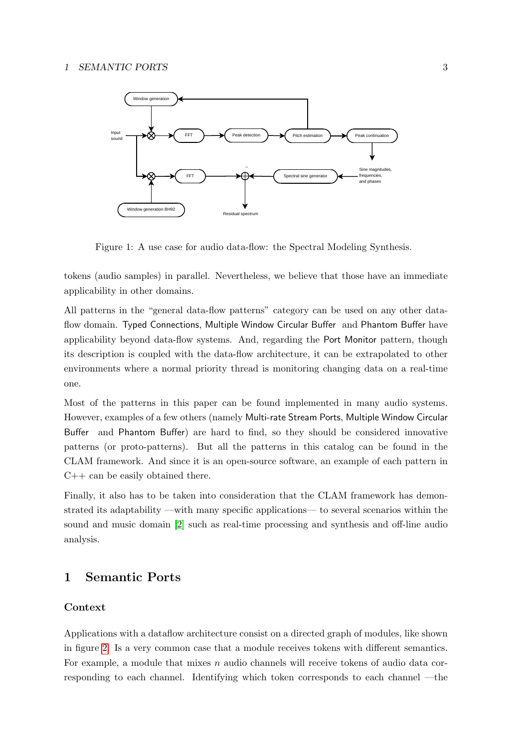Figure 1: A use case for audio data-flow: the Spectral Modeling Synthesis.

tokens (audio samples) in parallel. Nevertheless, we believe that those have an immediate applicability in other domains.

All patterns in the "general data-flow patterns" category can be used on any other data-flow domain. Typed Connections, Multiple Window Circular Buffer and Phantom Buffer have applicability beyond data-flow systems. And, regarding the Port Monitor pattern, though its description is coupled with the data-flow architecture, it can be extrapolated to other environments where a normal priority thread is monitoring changing data on a real-time one.

Most of the patterns in this paper can be found implemented in many audio systems. However, examples of a few others (namely Multi-rate Stream Ports, Multiple Window Circular Buffer and Phantom Buffer) are hard to find, so they should be considered innovative patterns (or proto-patterns). But all the patterns in this catalog can be found in the CLAM framework. And since it is an open-source software, an example of each pattern in C++ can be easily obtained there.

Finally, it also has to be taken into consideration that the CLAM framework has demonstrated its adaptability —with many specific applications— to several scenarios within the sound and music domain [2] such as real-time processing and synthesis and off-line audio analysis.

# 1 Semantic Ports

### Context

Applications with a dataflow architecture consist on a directed graph of modules, like shown in figure 2. Is a very common case that a module receives tokens with different semantics. For example, a module that mixes $n$ audio channels will receive tokens of audio data corresponding to each channel. Identifying which token corresponds to each channel —the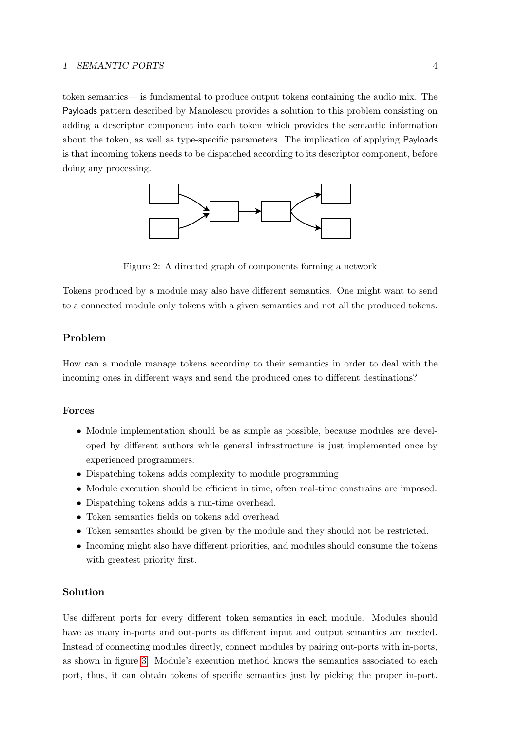token semantics— is fundamental to produce output tokens containing the audio mix. The Payloads pattern described by Manolescu provides a solution to this problem consisting on adding a descriptor component into each token which provides the semantic information about the token, as well as type-specific parameters. The implication of applying Payloads is that incoming tokens needs to be dispatched according to its descriptor component, before doing any processing.

Figure 2: A directed graph of components forming a network

Tokens produced by a module may also have different semantics. One might want to send to a connected module only tokens with a given semantics and not all the produced tokens.

### Problem

How can a module manage tokens according to their semantics in order to deal with the incoming ones in different ways and send the produced ones to different destinations?

### Forces

- Module implementation should be as simple as possible, because modules are developed by different authors while general infrastructure is just implemented once by experienced programmers.
- Dispatching tokens adds complexity to module programming
- Module execution should be efficient in time, often real-time constrains are imposed.
- Dispatching tokens adds a run-time overhead.
- Token semantics fields on tokens add overhead
- Token semantics should be given by the module and they should not be restricted.
- Incoming might also have different priorities, and modules should consume the tokens with greatest priority first.

### Solution

Use different ports for every different token semantics in each module. Modules should have as many in-ports and out-ports as different input and output semantics are needed. Instead of connecting modules directly, connect modules by pairing out-ports with in-ports, as shown in figure 3. Module's execution method knows the semantics associated to each port, thus, it can obtain tokens of specific semantics just by picking the proper in-port.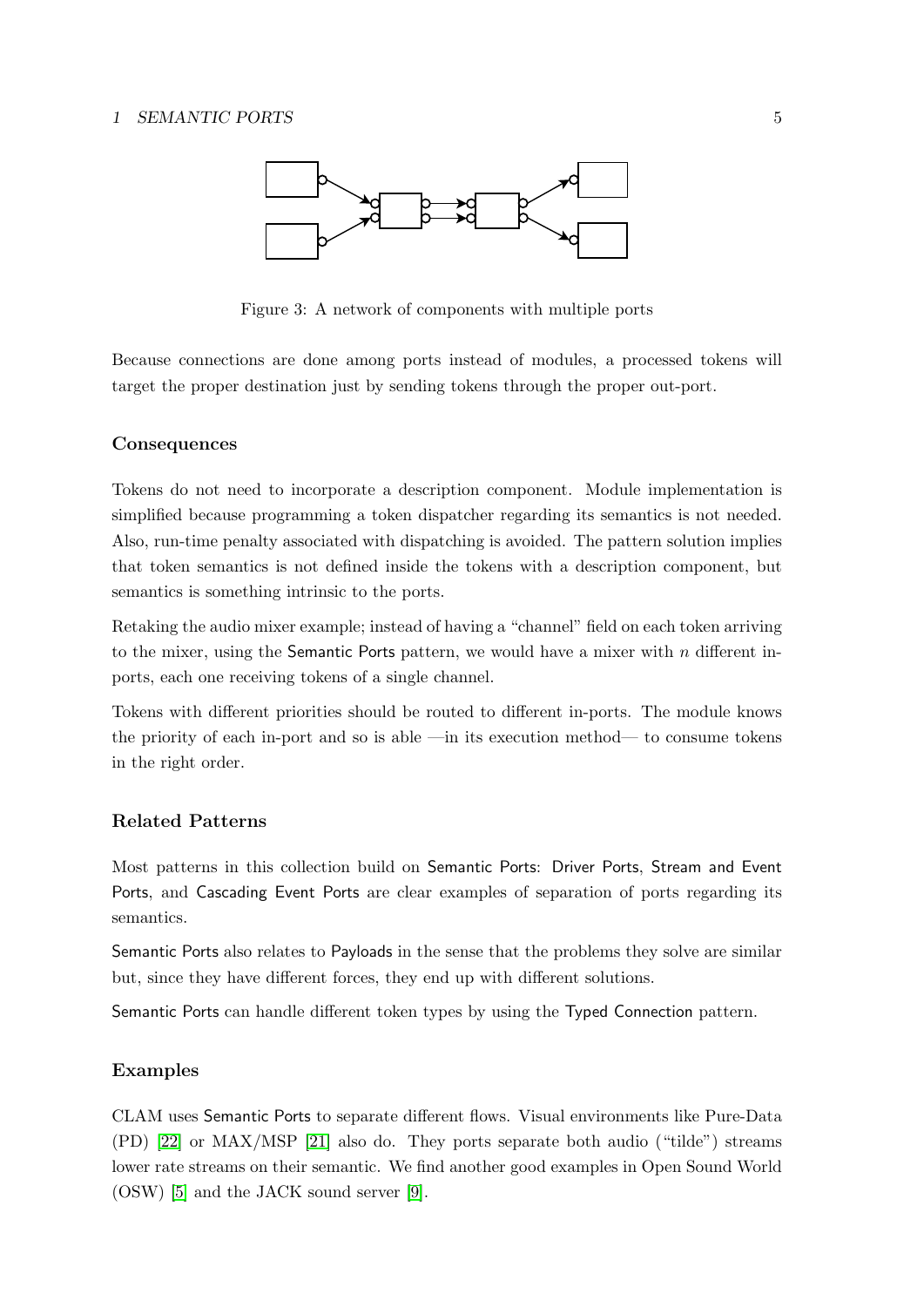Figure 3: A network of components with multiple ports

Because connections are done among ports instead of modules, a processed tokens will target the proper destination just by sending tokens through the proper out-port.

### Consequences

Tokens do not need to incorporate a description component. Module implementation is simplified because programming a token dispatcher regarding its semantics is not needed. Also, run-time penalty associated with dispatching is avoided. The pattern solution implies that token semantics is not defined inside the tokens with a description component, but semantics is something intrinsic to the ports.

Retaking the audio mixer example; instead of having a "channel" field on each token arriving to the mixer, using the Semantic Ports pattern, we would have a mixer with $n$ different in-ports, each one receiving tokens of a single channel.

Tokens with different priorities should be routed to different in-ports. The module knows the priority of each in-port and so is able —in its execution method— to consume tokens in the right order.

### Related Patterns

Most patterns in this collection build on Semantic Ports: Driver Ports, Stream and Event Ports, and Cascading Event Ports are clear examples of separation of ports regarding its semantics.

Semantic Ports also relates to Payloads in the sense that the problems they solve are similar but, since they have different forces, they end up with different solutions.

Semantic Ports can handle different token types by using the Typed Connection pattern.

### Examples

CLAM uses Semantic Ports to separate different flows. Visual environments like Pure-Data (PD) [22] or MAX/MSP [21] also do. They ports separate both audio ("tilde") streams lower rate streams on their semantic. We find another good examples in Open Sound World (OSW) [5] and the JACK sound server [9].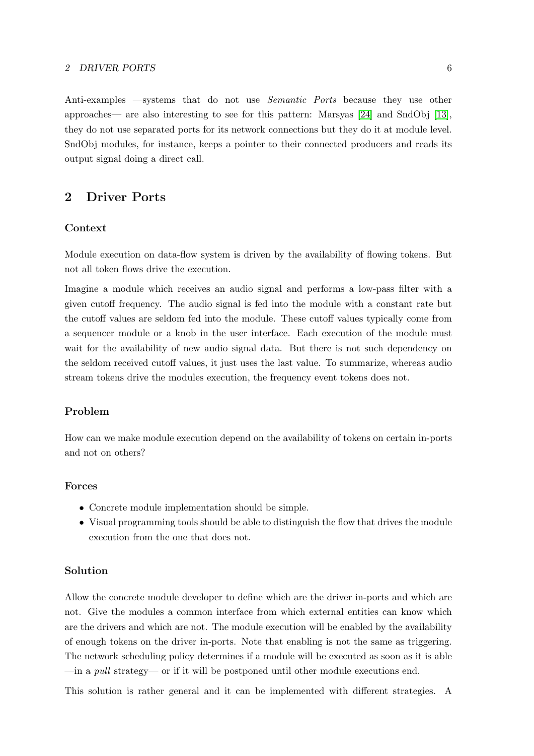Anti-examples —systems that do not use *Semantic Ports* because they use other approaches— are also interesting to see for this pattern: Marsyas [24] and SndObj [13], they do not use separated ports for its network connections but they do it at module level. SndObj modules, for instance, keeps a pointer to their connected producers and reads its output signal doing a direct call.

## 2 Driver Ports

### Context

Module execution on data-flow system is driven by the availability of flowing tokens. But not all token flows drive the execution.

Imagine a module which receives an audio signal and performs a low-pass filter with a given cutoff frequency. The audio signal is fed into the module with a constant rate but the cutoff values are seldom fed into the module. These cutoff values typically come from a sequencer module or a knob in the user interface. Each execution of the module must wait for the availability of new audio signal data. But there is not such dependency on the seldom received cutoff values, it just uses the last value. To summarize, whereas audio stream tokens drive the modules execution, the frequency event tokens does not.

### Problem

How can we make module execution depend on the availability of tokens on certain in-ports and not on others?

### Forces

- Concrete module implementation should be simple.
- Visual programming tools should be able to distinguish the flow that drives the module execution from the one that does not.

### Solution

Allow the concrete module developer to define which are the driver in-ports and which are not. Give the modules a common interface from which external entities can know which are the drivers and which are not. The module execution will be enabled by the availability of enough tokens on the driver in-ports. Note that enabling is not the same as triggering. The network scheduling policy determines if a module will be executed as soon as it is able —in a *pull* strategy— or if it will be postponed until other module executions end.

This solution is rather general and it can be implemented with different strategies. A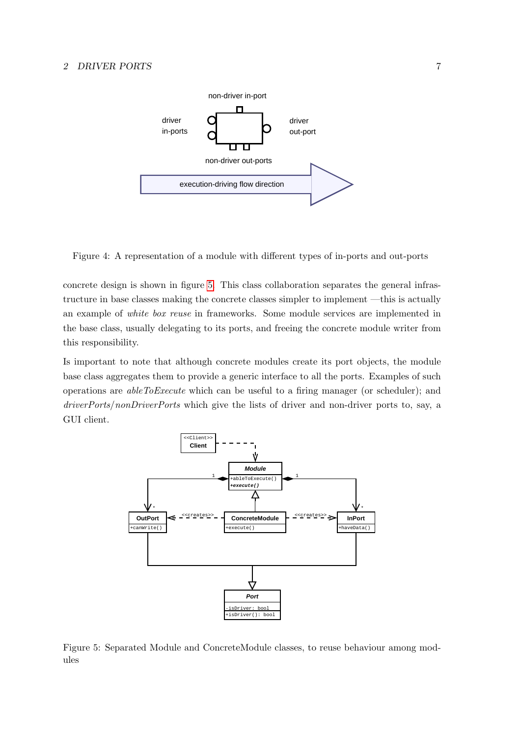Figure 4: A representation of a module with different types of in-ports and out-ports

concrete design is shown in figure 5. This class collaboration separates the general infrastructure in base classes making the concrete classes simpler to implement —this is actually an example of *white box reuse* in frameworks. Some module services are implemented in the base class, usually delegating to its ports, and freeing the concrete module writer from this responsibility.

Is important to note that although concrete modules create its port objects, the module base class aggregates them to provide a generic interface to all the ports. Examples of such operations are *ableToExecute* which can be useful to a firing manager (or scheduler); and *driverPorts*/*nonDriverPorts* which give the lists of driver and non-driver ports to, say, a GUI client.

Figure 5: Separated Module and ConcreteModule classes, to reuse behaviour among modules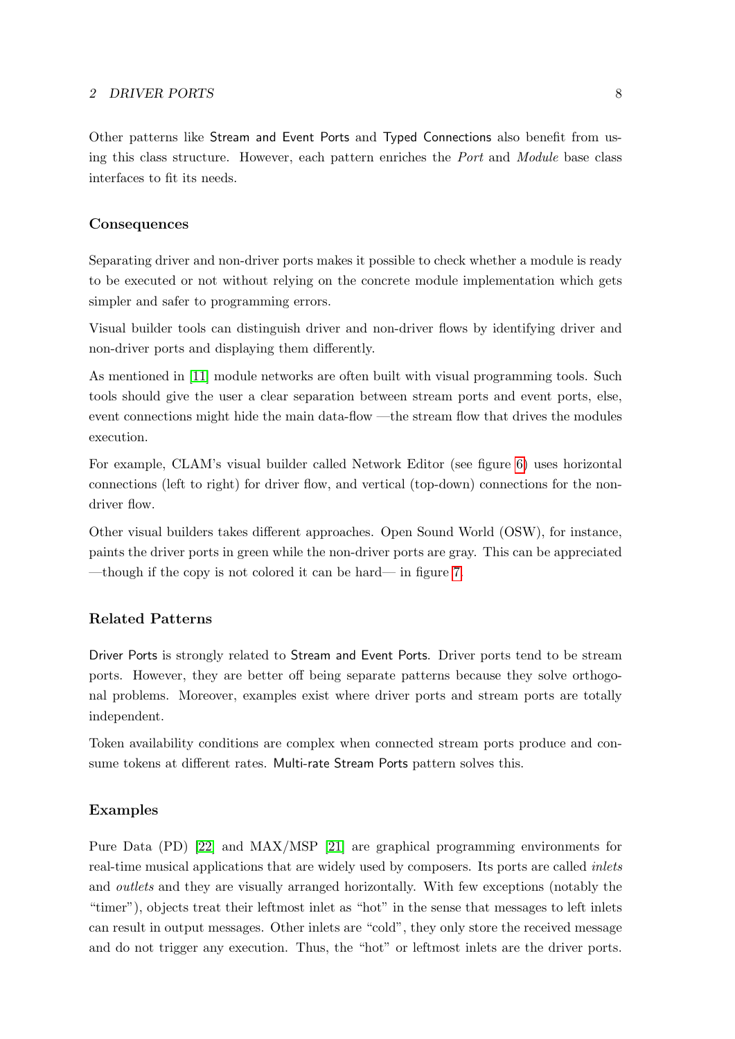Other patterns like Stream and Event Ports and Typed Connections also benefit from using this class structure. However, each pattern enriches the *Port* and *Module* base class interfaces to fit its needs.

### Consequences

Separating driver and non-driver ports makes it possible to check whether a module is ready to be executed or not without relying on the concrete module implementation which gets simpler and safer to programming errors.

Visual builder tools can distinguish driver and non-driver flows by identifying driver and non-driver ports and displaying them differently.

As mentioned in [11] module networks are often built with visual programming tools. Such tools should give the user a clear separation between stream ports and event ports, else, event connections might hide the main data-flow —the stream flow that drives the modules execution.

For example, CLAM's visual builder called Network Editor (see figure 6) uses horizontal connections (left to right) for driver flow, and vertical (top-down) connections for the non-driver flow.

Other visual builders takes different approaches. Open Sound World (OSW), for instance, paints the driver ports in green while the non-driver ports are gray. This can be appreciated —though if the copy is not colored it can be hard— in figure 7.

### Related Patterns

Driver Ports is strongly related to Stream and Event Ports. Driver ports tend to be stream ports. However, they are better off being separate patterns because they solve orthogonal problems. Moreover, examples exist where driver ports and stream ports are totally independent.

Token availability conditions are complex when connected stream ports produce and consume tokens at different rates. Multi-rate Stream Ports pattern solves this.

### Examples

Pure Data (PD) [22] and MAX/MSP [21] are graphical programming environments for real-time musical applications that are widely used by composers. Its ports are called *inlets* and *outlets* and they are visually arranged horizontally. With few exceptions (notably the "timer"), objects treat their leftmost inlet as "hot" in the sense that messages to left inlets can result in output messages. Other inlets are "cold", they only store the received message and do not trigger any execution. Thus, the "hot" or leftmost inlets are the driver ports.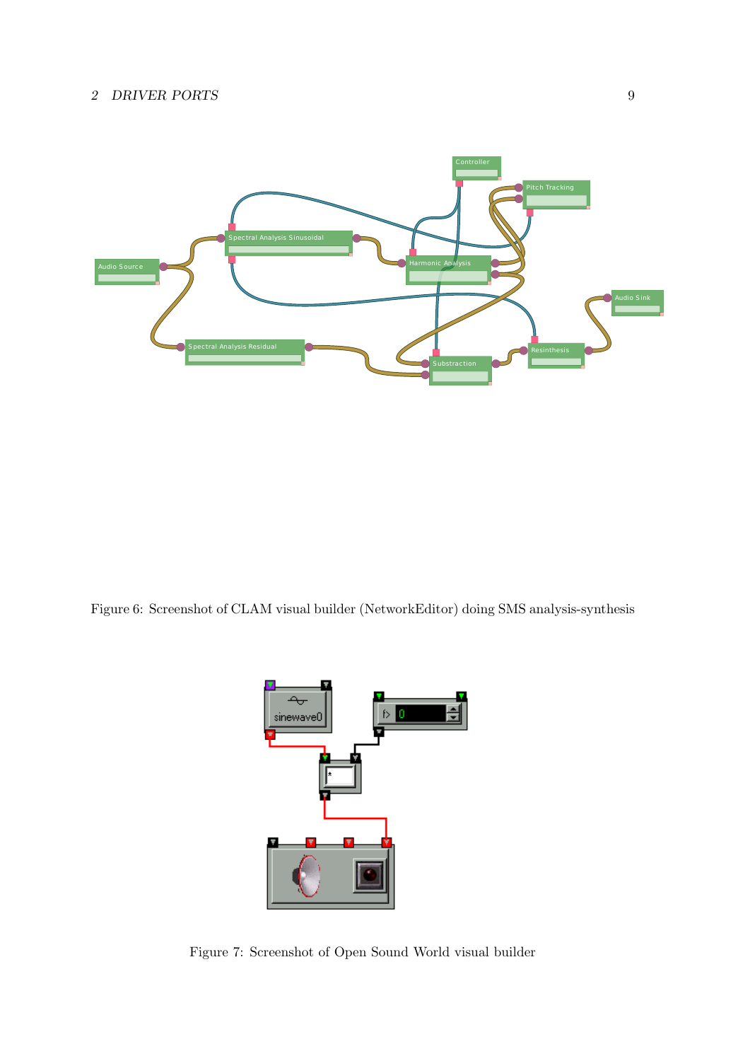Figure 6: Screenshot of CLAM visual builder (NetworkEditor) doing SMS analysis-synthesis

Figure 7: Screenshot of Open Sound World visual builder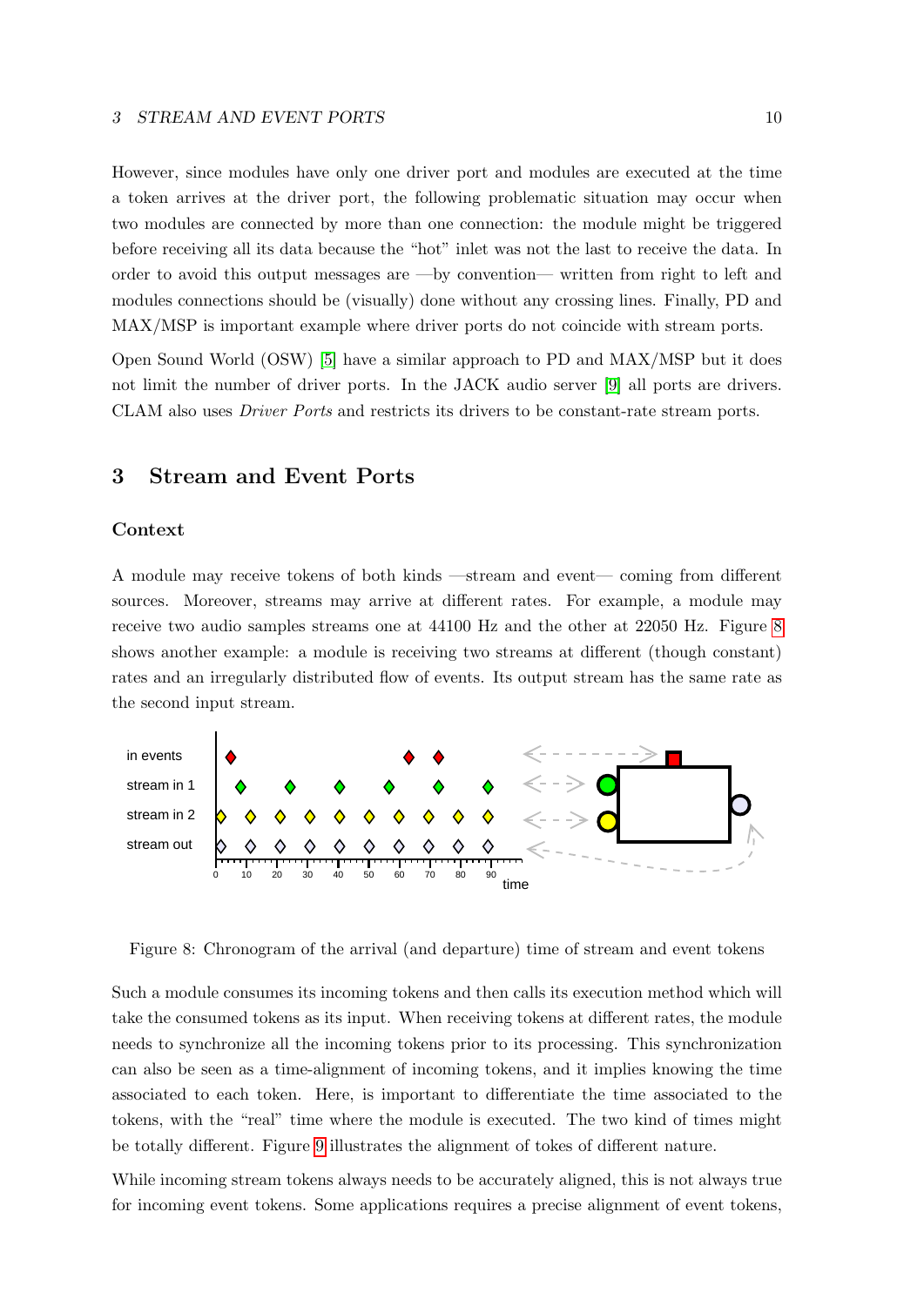However, since modules have only one driver port and modules are executed at the time a token arrives at the driver port, the following problematic situation may occur when two modules are connected by more than one connection: the module might be triggered before receiving all its data because the "hot" inlet was not the last to receive the data. In order to avoid this output messages are —by convention— written from right to left and modules connections should be (visually) done without any crossing lines. Finally, PD and MAX/MSP is important example where driver ports do not coincide with stream ports.

Open Sound World (OSW) [5] have a similar approach to PD and MAX/MSP but it does not limit the number of driver ports. In the JACK audio server [9] all ports are drivers. CLAM also uses *Driver Ports* and restricts its drivers to be constant-rate stream ports.

## 3 Stream and Event Ports

### Context

A module may receive tokens of both kinds —stream and event— coming from different sources. Moreover, streams may arrive at different rates. For example, a module may receive two audio samples streams one at 44100 Hz and the other at 22050 Hz. Figure 8 shows another example: a module is receiving two streams at different (though constant) rates and an irregularly distributed flow of events. Its output stream has the same rate as the second input stream.

Figure 8: Chronogram of the arrival (and departure) time of stream and event tokens

Such a module consumes its incoming tokens and then calls its execution method which will take the consumed tokens as its input. When receiving tokens at different rates, the module needs to synchronize all the incoming tokens prior to its processing. This synchronization can also be seen as a time-alignment of incoming tokens, and it implies knowing the time associated to each token. Here, is important to differentiate the time associated to the tokens, with the "real" time where the module is executed. The two kind of times might be totally different. Figure 9 illustrates the alignment of tokes of different nature.

While incoming stream tokens always needs to be accurately aligned, this is not always true for incoming event tokens. Some applications requires a precise alignment of event tokens,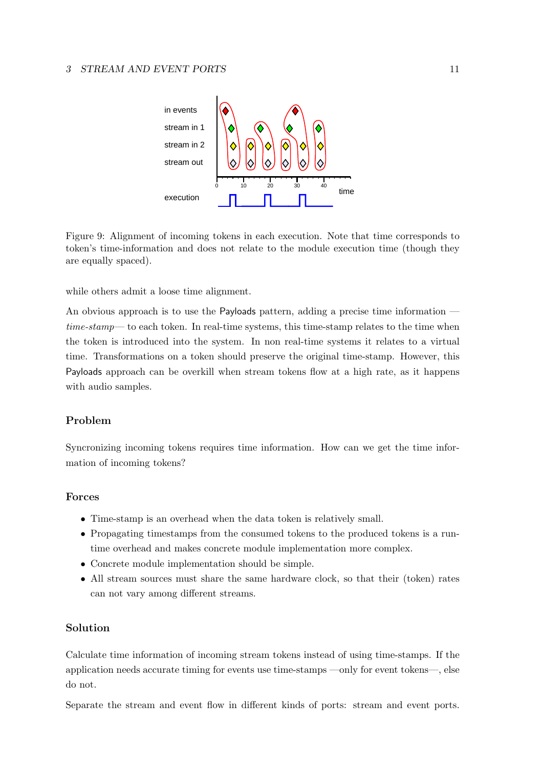Figure 9: Alignment of incoming tokens in each execution. Note that time corresponds to token's time-information and does not relate to the module execution time (though they are equally spaced).

while others admit a loose time alignment.

An obvious approach is to use the Payloads pattern, adding a precise time information —*time-stamp*— to each token. In real-time systems, this time-stamp relates to the time when the token is introduced into the system. In non real-time systems it relates to a virtual time. Transformations on a token should preserve the original time-stamp. However, this Payloads approach can be overkill when stream tokens flow at a high rate, as it happens with audio samples.

### Problem

Syncronizing incoming tokens requires time information. How can we get the time information of incoming tokens?

### Forces

- Time-stamp is an overhead when the data token is relatively small.
- Propagating timestamps from the consumed tokens to the produced tokens is a run-time overhead and makes concrete module implementation more complex.
- Concrete module implementation should be simple.
- All stream sources must share the same hardware clock, so that their (token) rates can not vary among different streams.

### Solution

Calculate time information of incoming stream tokens instead of using time-stamps. If the application needs accurate timing for events use time-stamps —only for event tokens—, else do not.

Separate the stream and event flow in different kinds of ports: stream and event ports.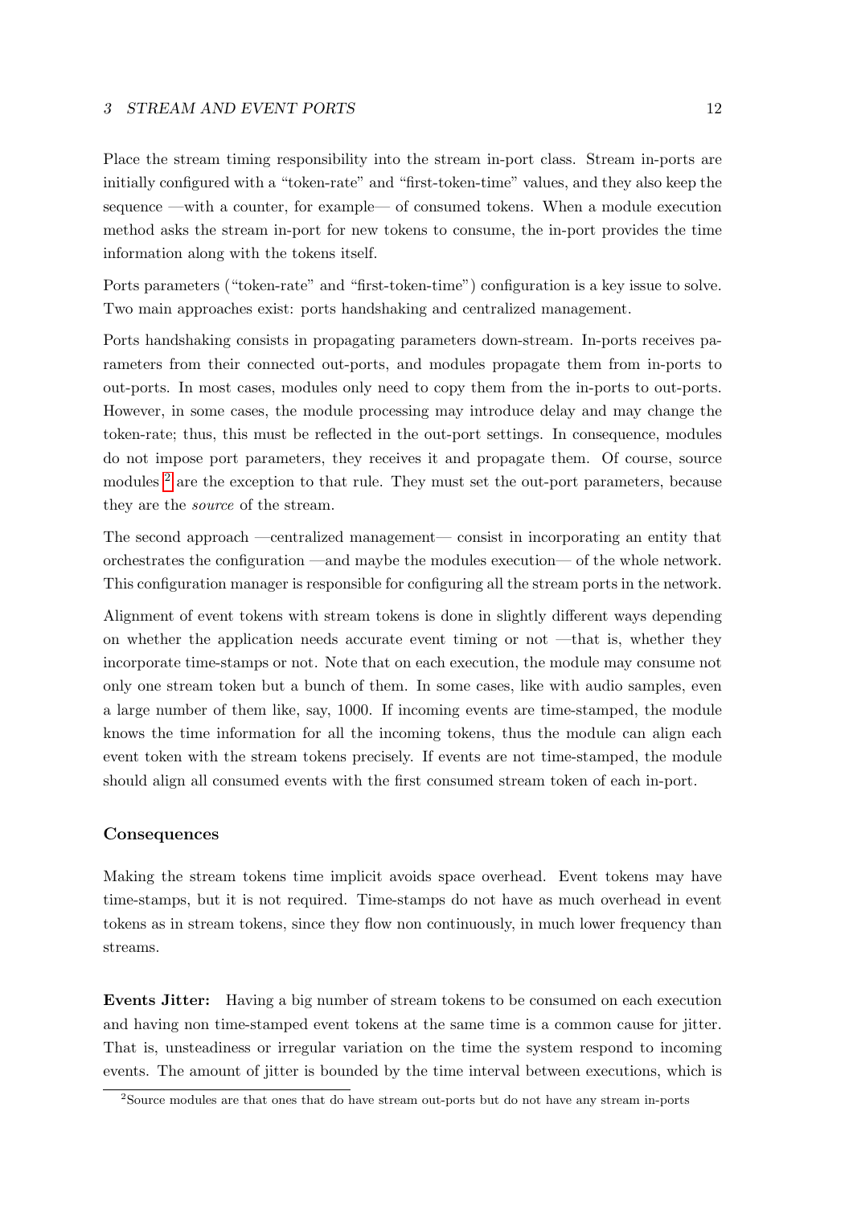Place the stream timing responsibility into the stream in-port class. Stream in-ports are initially configured with a "token-rate" and "first-token-time" values, and they also keep the sequence —with a counter, for example— of consumed tokens. When a module execution method asks the stream in-port for new tokens to consume, the in-port provides the time information along with the tokens itself.

Ports parameters ("token-rate" and "first-token-time") configuration is a key issue to solve. Two main approaches exist: ports handshaking and centralized management.

Ports handshaking consists in propagating parameters down-stream. In-ports receives parameters from their connected out-ports, and modules propagate them from in-ports to out-ports. In most cases, modules only need to copy them from the in-ports to out-ports. However, in some cases, the module processing may introduce delay and may change the token-rate; thus, this must be reflected in the out-port settings. In consequence, modules do not impose port parameters, they receives it and propagate them. Of course, source modules [2] are the exception to that rule. They must set the out-port parameters, because they are the *source* of the stream.

The second approach —centralized management— consist in incorporating an entity that orchestrates the configuration —and maybe the modules execution— of the whole network. This configuration manager is responsible for configuring all the stream ports in the network.

Alignment of event tokens with stream tokens is done in slightly different ways depending on whether the application needs accurate event timing or not —that is, whether they incorporate time-stamps or not. Note that on each execution, the module may consume not only one stream token but a bunch of them. In some cases, like with audio samples, even a large number of them like, say, 1000. If incoming events are time-stamped, the module knows the time information for all the incoming tokens, thus the module can align each event token with the stream tokens precisely. If events are not time-stamped, the module should align all consumed events with the first consumed stream token of each in-port.

### Consequences

Making the stream tokens time implicit avoids space overhead. Event tokens may have time-stamps, but it is not required. Time-stamps do not have as much overhead in event tokens as in stream tokens, since they flow non continuously, in much lower frequency than streams.

**Events Jitter:** Having a big number of stream tokens to be consumed on each execution and having non time-stamped event tokens at the same time is a common cause for jitter. That is, unsteadiness or irregular variation on the time the system respond to incoming events. The amount of jitter is bounded by the time interval between executions, which is

[2] Source modules are that ones that do have stream out-ports but do not have any stream in-ports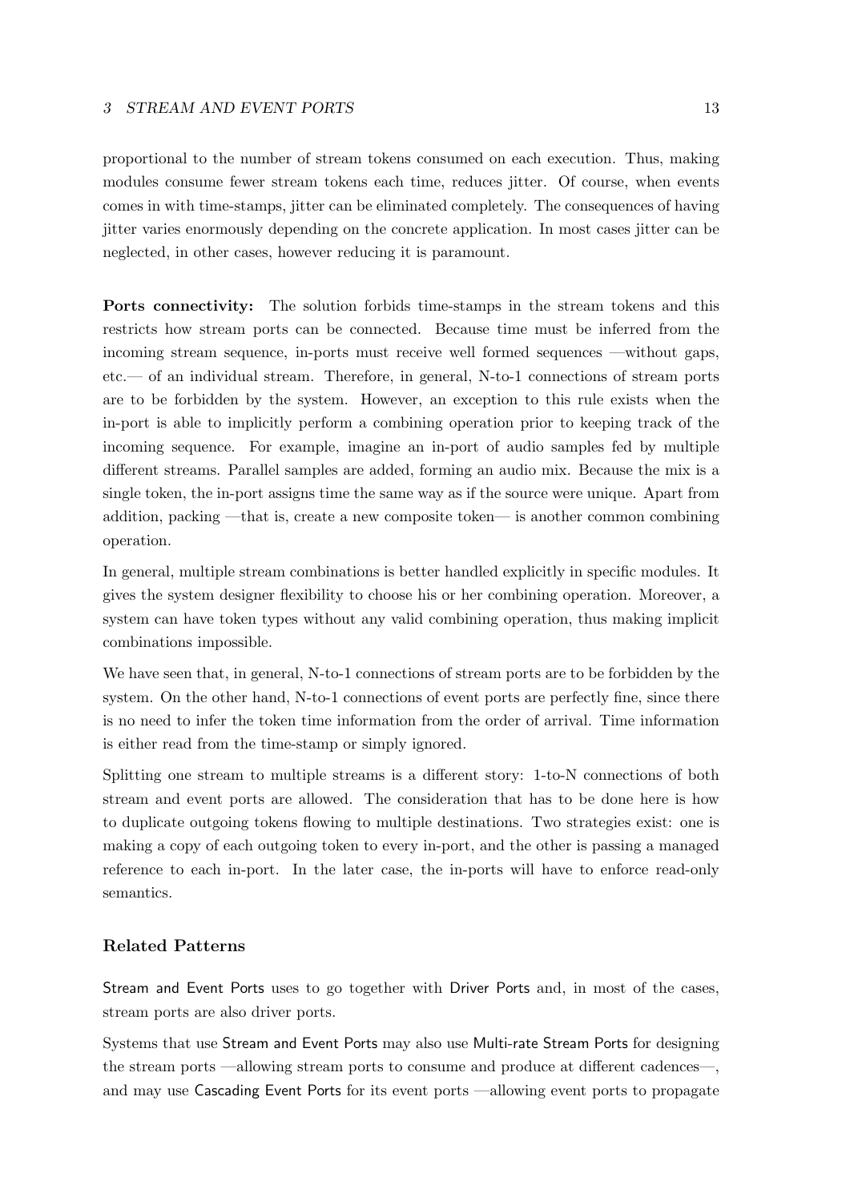proportional to the number of stream tokens consumed on each execution. Thus, making modules consume fewer stream tokens each time, reduces jitter. Of course, when events comes in with time-stamps, jitter can be eliminated completely. The consequences of having jitter varies enormously depending on the concrete application. In most cases jitter can be neglected, in other cases, however reducing it is paramount.

**Ports connectivity:** The solution forbids time-stamps in the stream tokens and this restricts how stream ports can be connected. Because time must be inferred from the incoming stream sequence, in-ports must receive well formed sequences —without gaps, etc.— of an individual stream. Therefore, in general, N-to-1 connections of stream ports are to be forbidden by the system. However, an exception to this rule exists when the in-port is able to implicitly perform a combining operation prior to keeping track of the incoming sequence. For example, imagine an in-port of audio samples fed by multiple different streams. Parallel samples are added, forming an audio mix. Because the mix is a single token, the in-port assigns time the same way as if the source were unique. Apart from addition, packing —that is, create a new composite token— is another common combining operation.

In general, multiple stream combinations is better handled explicitly in specific modules. It gives the system designer flexibility to choose his or her combining operation. Moreover, a system can have token types without any valid combining operation, thus making implicit combinations impossible.

We have seen that, in general, N-to-1 connections of stream ports are to be forbidden by the system. On the other hand, N-to-1 connections of event ports are perfectly fine, since there is no need to infer the token time information from the order of arrival. Time information is either read from the time-stamp or simply ignored.

Splitting one stream to multiple streams is a different story: 1-to-N connections of both stream and event ports are allowed. The consideration that has to be done here is how to duplicate outgoing tokens flowing to multiple destinations. Two strategies exist: one is making a copy of each outgoing token to every in-port, and the other is passing a managed reference to each in-port. In the later case, the in-ports will have to enforce read-only semantics.

### Related Patterns

Stream and Event Ports uses to go together with Driver Ports and, in most of the cases, stream ports are also driver ports.

Systems that use Stream and Event Ports may also use Multi-rate Stream Ports for designing the stream ports —allowing stream ports to consume and produce at different cadences—, and may use Cascading Event Ports for its event ports —allowing event ports to propagate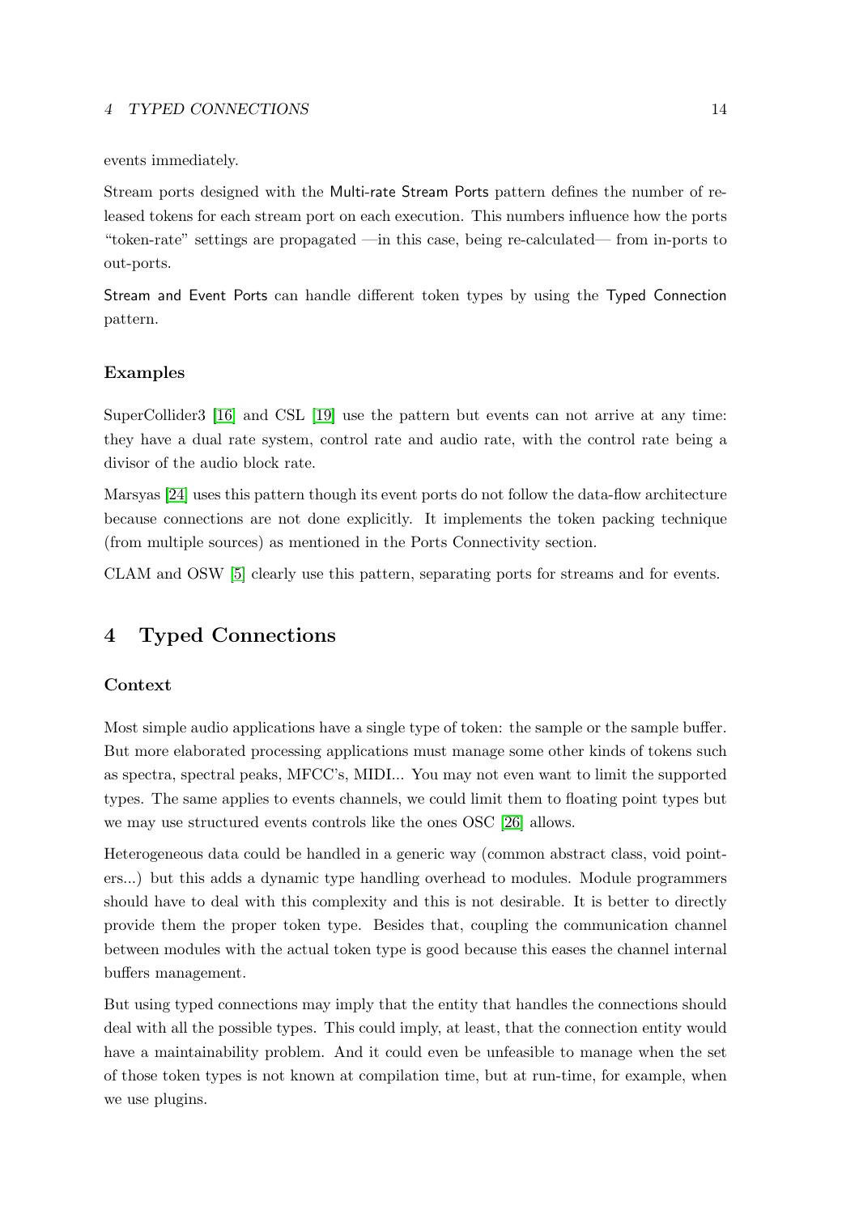events immediately.

Stream ports designed with the Multi-rate Stream Ports pattern defines the number of released tokens for each stream port on each execution. This numbers influence how the ports "token-rate" settings are propagated —in this case, being re-calculated— from in-ports to out-ports.

Stream and Event Ports can handle different token types by using the Typed Connection pattern.

### Examples

SuperCollider3 [16] and CSL [19] use the pattern but events can not arrive at any time: they have a dual rate system, control rate and audio rate, with the control rate being a divisor of the audio block rate.

Marsyas [24] uses this pattern though its event ports do not follow the data-flow architecture because connections are not done explicitly. It implements the token packing technique (from multiple sources) as mentioned in the Ports Connectivity section.

CLAM and OSW [5] clearly use this pattern, separating ports for streams and for events.

## 4 Typed Connections

### Context

Most simple audio applications have a single type of token: the sample or the sample buffer. But more elaborated processing applications must manage some other kinds of tokens such as spectra, spectral peaks, MFCC's, MIDI... You may not even want to limit the supported types. The same applies to events channels, we could limit them to floating point types but we may use structured events controls like the ones OSC [26] allows.

Heterogeneous data could be handled in a generic way (common abstract class, void pointers...) but this adds a dynamic type handling overhead to modules. Module programmers should have to deal with this complexity and this is not desirable. It is better to directly provide them the proper token type. Besides that, coupling the communication channel between modules with the actual token type is good because this eases the channel internal buffers management.

But using typed connections may imply that the entity that handles the connections should deal with all the possible types. This could imply, at least, that the connection entity would have a maintainability problem. And it could even be unfeasible to manage when the set of those token types is not known at compilation time, but at run-time, for example, when we use plugins.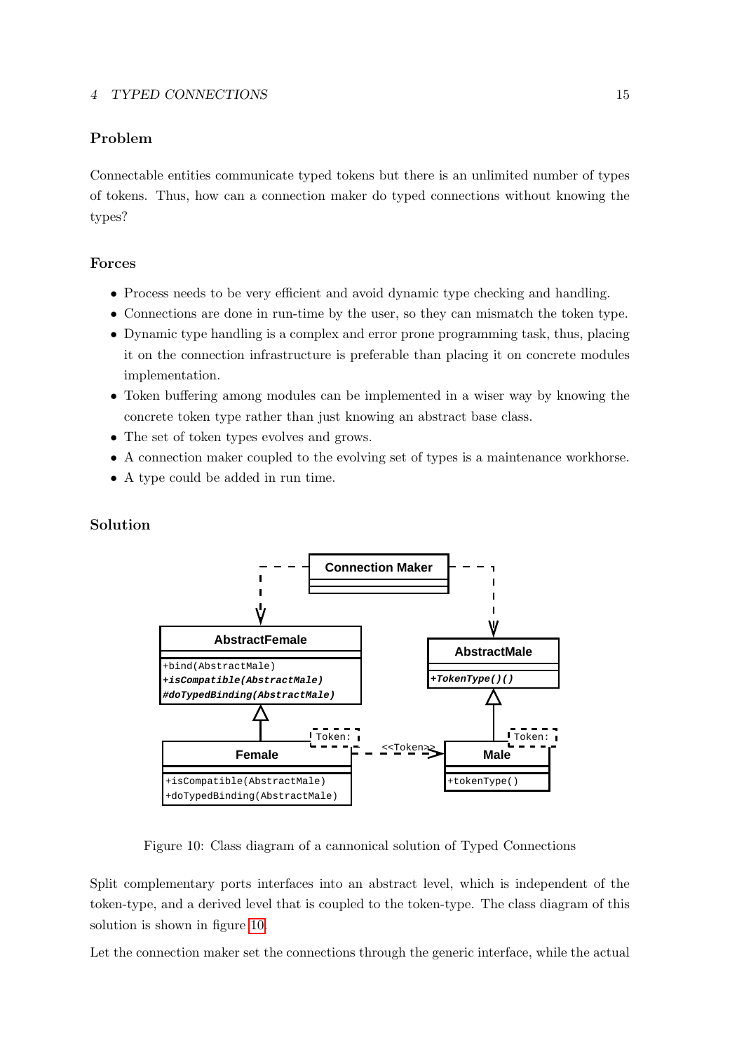### Problem

Connectable entities communicate typed tokens but there is an unlimited number of types of tokens. Thus, how can a connection maker do typed connections without knowing the types?

### Forces

- Process needs to be very efficient and avoid dynamic type checking and handling.
- Connections are done in run-time by the user, so they can mismatch the token type.
- Dynamic type handling is a complex and error prone programming task, thus, placing it on the connection infrastructure is preferable than placing it on concrete modules implementation.
- Token buffering among modules can be implemented in a wiser way by knowing the concrete token type rather than just knowing an abstract base class.
- The set of token types evolves and grows.
- A connection maker coupled to the evolving set of types is a maintenance workhorse.
- A type could be added in run time.

### Solution

Figure 10: Class diagram of a cannonical solution of Typed Connections

Split complementary ports interfaces into an abstract level, which is independent of the token-type, and a derived level that is coupled to the token-type. The class diagram of this solution is shown in figure 10.

Let the connection maker set the connections through the generic interface, while the actual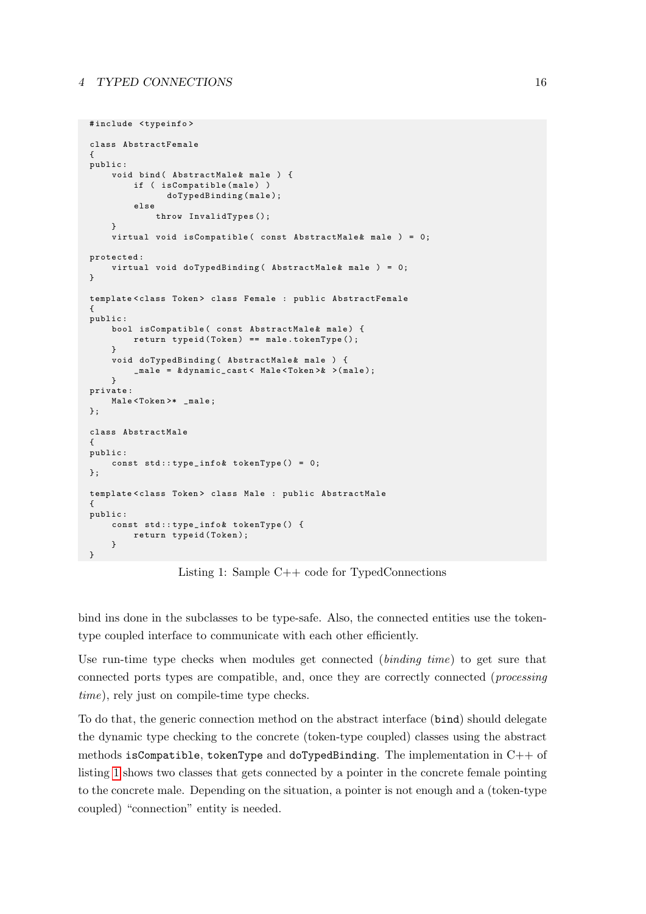```
#include <typeinfo>

class AbstractFemale
{
public:
    void bind( AbstractMale& male ) {
        if ( isCompatible(male) )
              doTypedBinding(male);
        else
            throw InvalidTypes();
    }
    virtual void isCompatible( const AbstractMale& male ) = 0;

protected:
    virtual void doTypedBinding( AbstractMale& male ) = 0;
}

template<class Token> class Female : public AbstractFemale
{
public:
    bool isCompatible( const AbstractMale& male) {
        return typeid(Token) == male.tokenType();
    }
    void doTypedBinding( AbstractMale& male ) {
        _male = &dynamic_cast< Male<Token>& >(male);
    }
private:
    Male<Token>* _male;
};

class AbstractMale
{
public:
    const std::type_info& tokenType() = 0;
};

template<class Token> class Male : public AbstractMale
{
public:
    const std::type_info& tokenType() {
        return typeid(Token);
    }
}
```

Listing 1: Sample C++ code for TypedConnections

bind ins done in the subclasses to be type-safe. Also, the connected entities use the token-type coupled interface to communicate with each other efficiently.

Use run-time type checks when modules get connected (*binding time*) to get sure that connected ports types are compatible, and, once they are correctly connected (*processing time*), rely just on compile-time type checks.

To do that, the generic connection method on the abstract interface (`bind`) should delegate the dynamic type checking to the concrete (token-type coupled) classes using the abstract methods `isCompatible`, `tokenType` and `doTypedBinding`. The implementation in C++ of listing 1 shows two classes that gets connected by a pointer in the concrete female pointing to the concrete male. Depending on the situation, a pointer is not enough and a (token-type coupled) "connection" entity is needed.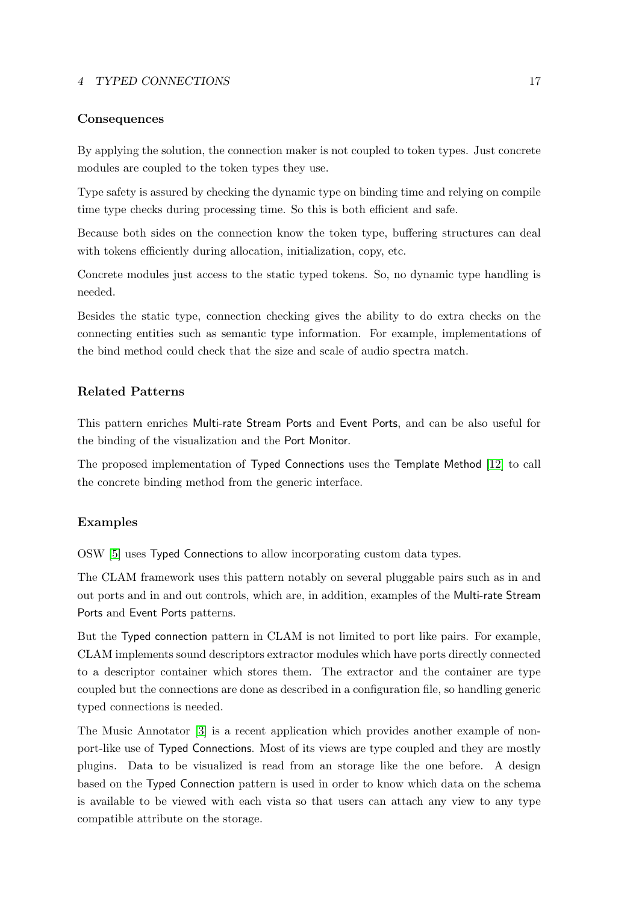### Consequences

By applying the solution, the connection maker is not coupled to token types. Just concrete modules are coupled to the token types they use.

Type safety is assured by checking the dynamic type on binding time and relying on compile time type checks during processing time. So this is both efficient and safe.

Because both sides on the connection know the token type, buffering structures can deal with tokens efficiently during allocation, initialization, copy, etc.

Concrete modules just access to the static typed tokens. So, no dynamic type handling is needed.

Besides the static type, connection checking gives the ability to do extra checks on the connecting entities such as semantic type information. For example, implementations of the bind method could check that the size and scale of audio spectra match.

### Related Patterns

This pattern enriches Multi-rate Stream Ports and Event Ports, and can be also useful for the binding of the visualization and the Port Monitor.

The proposed implementation of Typed Connections uses the Template Method [12] to call the concrete binding method from the generic interface.

### Examples

OSW [5] uses Typed Connections to allow incorporating custom data types.

The CLAM framework uses this pattern notably on several pluggable pairs such as in and out ports and in and out controls, which are, in addition, examples of the Multi-rate Stream Ports and Event Ports patterns.

But the Typed connection pattern in CLAM is not limited to port like pairs. For example, CLAM implements sound descriptors extractor modules which have ports directly connected to a descriptor container which stores them. The extractor and the container are type coupled but the connections are done as described in a configuration file, so handling generic typed connections is needed.

The Music Annotator [3] is a recent application which provides another example of non-port-like use of Typed Connections. Most of its views are type coupled and they are mostly plugins. Data to be visualized is read from an storage like the one before. A design based on the Typed Connection pattern is used in order to know which data on the schema is available to be viewed with each vista so that users can attach any view to any type compatible attribute on the storage.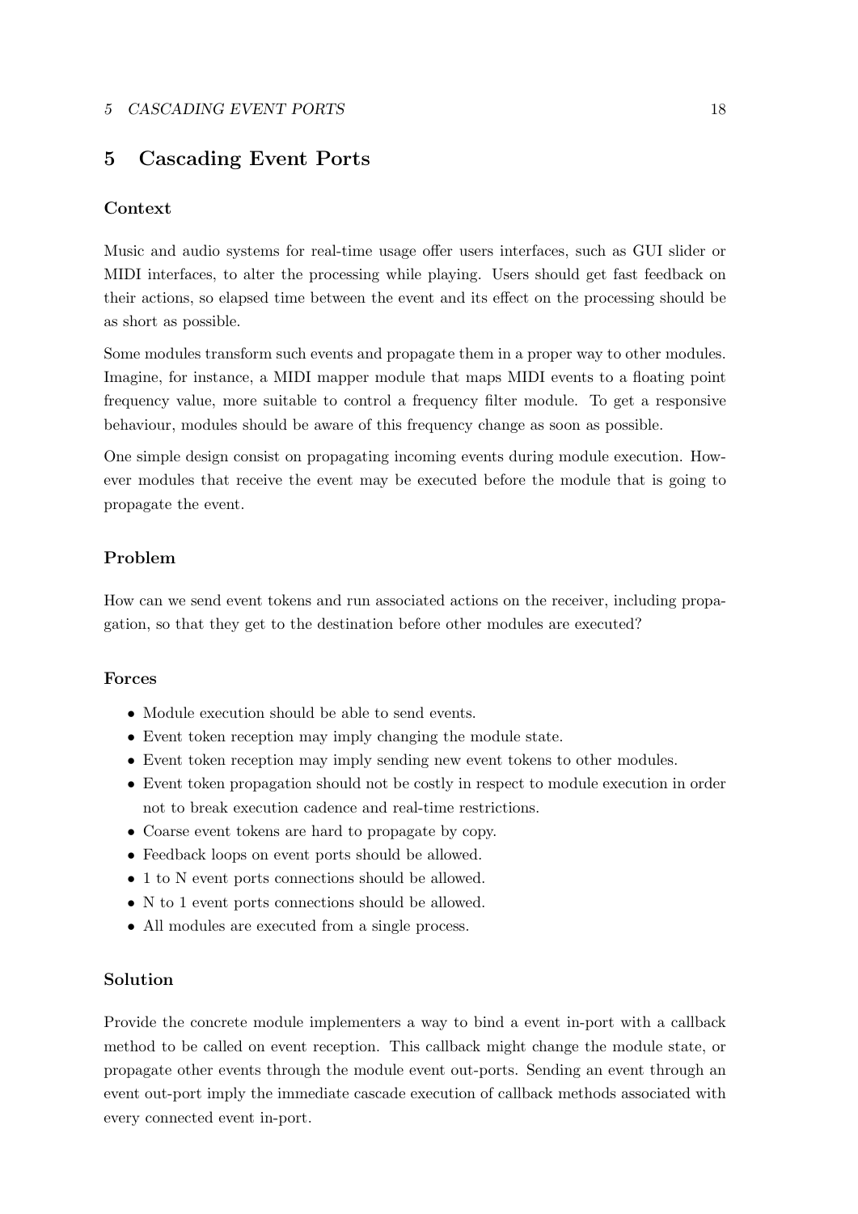# 5 Cascading Event Ports

### Context

Music and audio systems for real-time usage offer users interfaces, such as GUI slider or MIDI interfaces, to alter the processing while playing. Users should get fast feedback on their actions, so elapsed time between the event and its effect on the processing should be as short as possible.

Some modules transform such events and propagate them in a proper way to other modules. Imagine, for instance, a MIDI mapper module that maps MIDI events to a floating point frequency value, more suitable to control a frequency filter module. To get a responsive behaviour, modules should be aware of this frequency change as soon as possible.

One simple design consist on propagating incoming events during module execution. However modules that receive the event may be executed before the module that is going to propagate the event.

### Problem

How can we send event tokens and run associated actions on the receiver, including propagation, so that they get to the destination before other modules are executed?

### Forces

- Module execution should be able to send events.
- Event token reception may imply changing the module state.
- Event token reception may imply sending new event tokens to other modules.
- Event token propagation should not be costly in respect to module execution in order not to break execution cadence and real-time restrictions.
- Coarse event tokens are hard to propagate by copy.
- Feedback loops on event ports should be allowed.
- 1 to N event ports connections should be allowed.
- N to 1 event ports connections should be allowed.
- All modules are executed from a single process.

### Solution

Provide the concrete module implementers a way to bind a event in-port with a callback method to be called on event reception. This callback might change the module state, or propagate other events through the module event out-ports. Sending an event through an event out-port imply the immediate cascade execution of callback methods associated with every connected event in-port.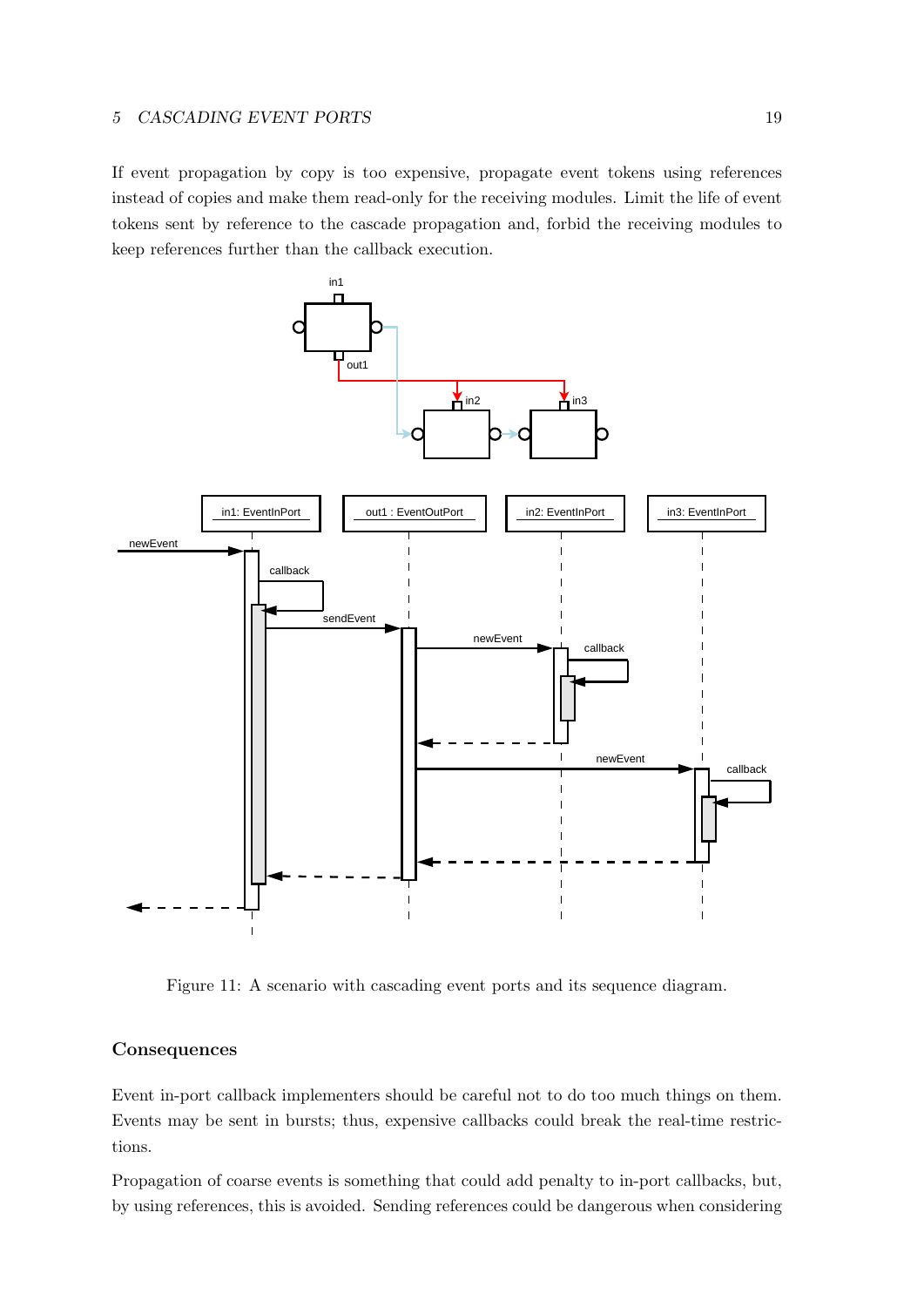If event propagation by copy is too expensive, propagate event tokens using references instead of copies and make them read-only for the receiving modules. Limit the life of event tokens sent by reference to the cascade propagation and, forbid the receiving modules to keep references further than the callback execution.

Figure 11: A scenario with cascading event ports and its sequence diagram.

### Consequences

Event in-port callback implementers should be careful not to do too much things on them. Events may be sent in bursts; thus, expensive callbacks could break the real-time restrictions.

Propagation of coarse events is something that could add penalty to in-port callbacks, but, by using references, this is avoided. Sending references could be dangerous when considering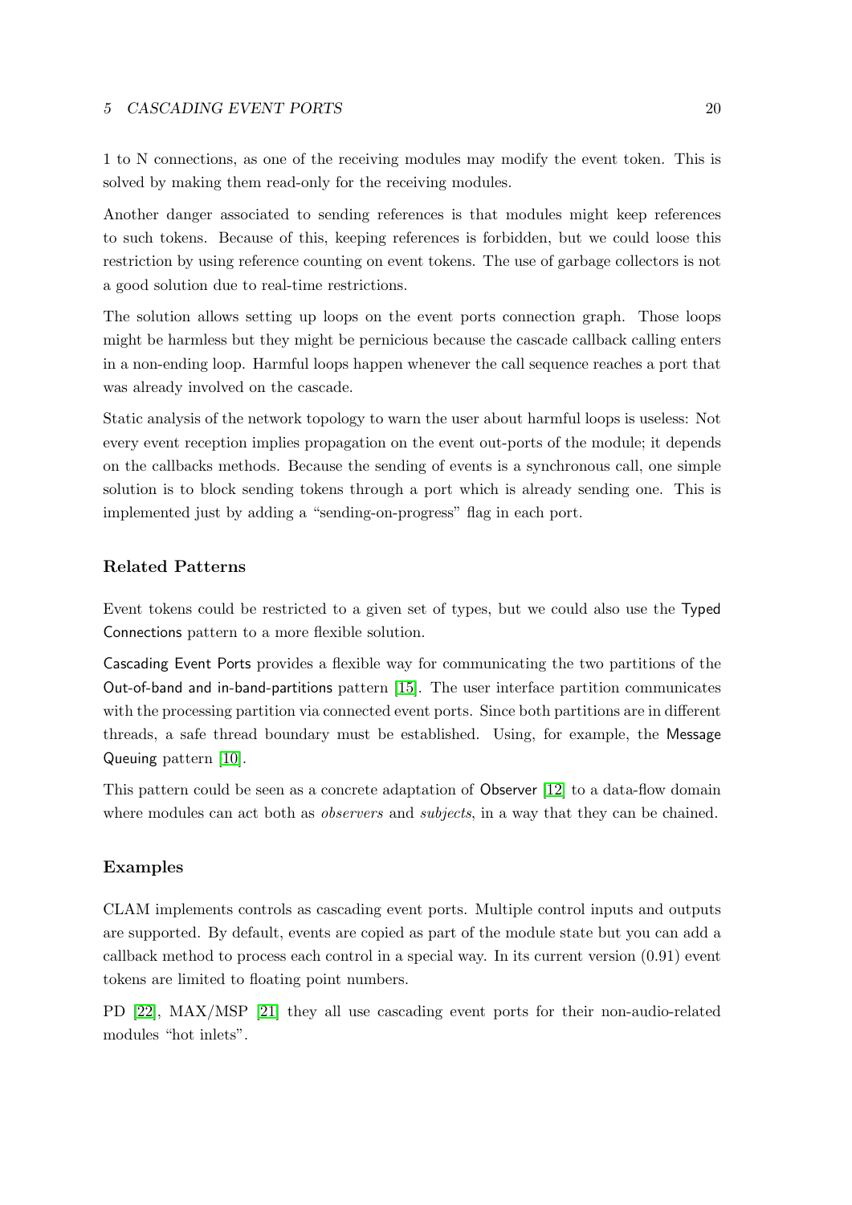1 to N connections, as one of the receiving modules may modify the event token. This is solved by making them read-only for the receiving modules.

Another danger associated to sending references is that modules might keep references to such tokens. Because of this, keeping references is forbidden, but we could loose this restriction by using reference counting on event tokens. The use of garbage collectors is not a good solution due to real-time restrictions.

The solution allows setting up loops on the event ports connection graph. Those loops might be harmless but they might be pernicious because the cascade callback calling enters in a non-ending loop. Harmful loops happen whenever the call sequence reaches a port that was already involved on the cascade.

Static analysis of the network topology to warn the user about harmful loops is useless: Not every event reception implies propagation on the event out-ports of the module; it depends on the callbacks methods. Because the sending of events is a synchronous call, one simple solution is to block sending tokens through a port which is already sending one. This is implemented just by adding a "sending-on-progress" flag in each port.

### Related Patterns

Event tokens could be restricted to a given set of types, but we could also use the Typed Connections pattern to a more flexible solution.

Cascading Event Ports provides a flexible way for communicating the two partitions of the Out-of-band and in-band-partitions pattern [15]. The user interface partition communicates with the processing partition via connected event ports. Since both partitions are in different threads, a safe thread boundary must be established. Using, for example, the Message Queuing pattern [10].

This pattern could be seen as a concrete adaptation of Observer [12] to a data-flow domain where modules can act both as *observers* and *subjects*, in a way that they can be chained.

### Examples

CLAM implements controls as cascading event ports. Multiple control inputs and outputs are supported. By default, events are copied as part of the module state but you can add a callback method to process each control in a special way. In its current version (0.91) event tokens are limited to floating point numbers.

PD [22], MAX/MSP [21] they all use cascading event ports for their non-audio-related modules "hot inlets".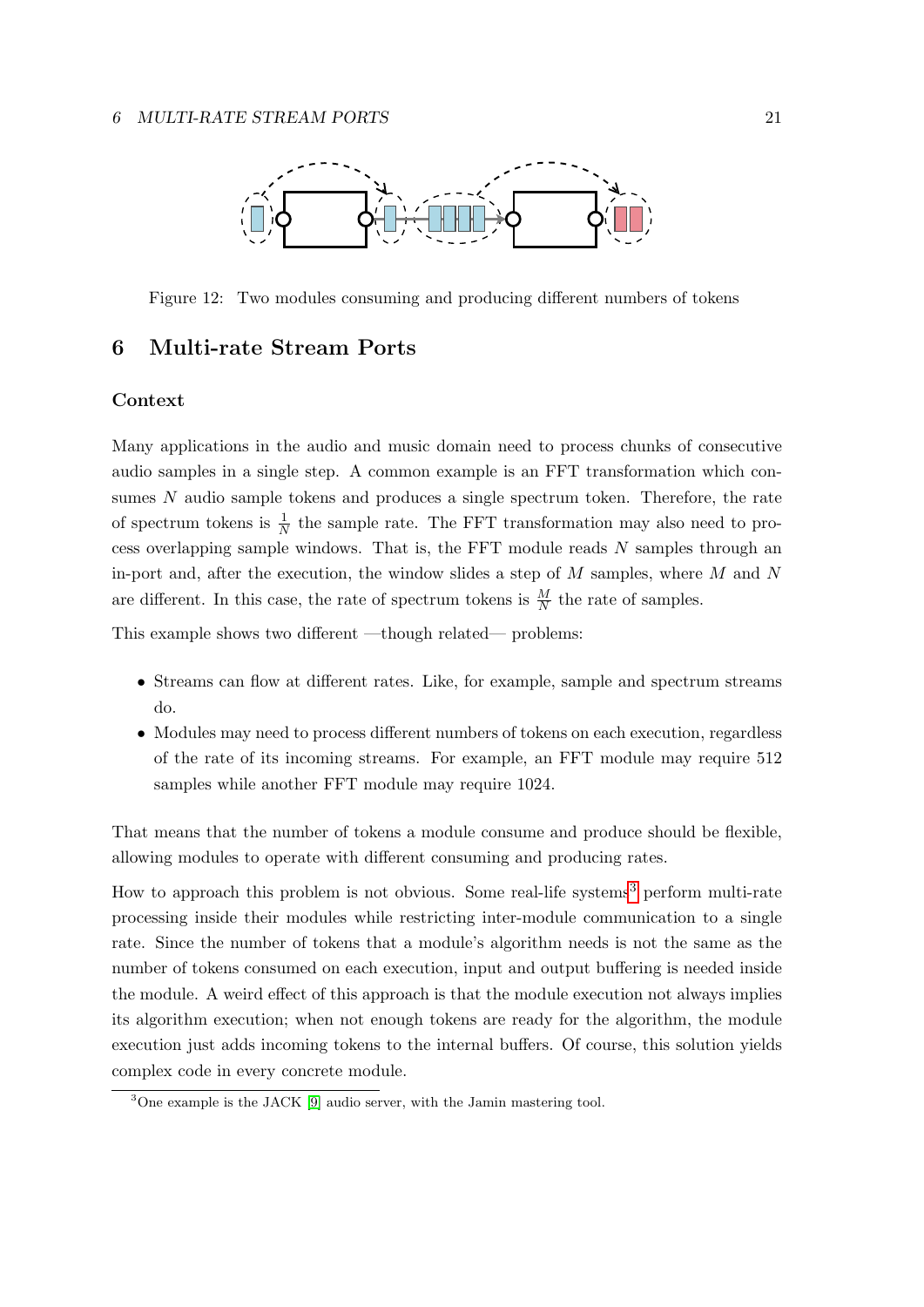Figure 12: Two modules consuming and producing different numbers of tokens

# 6 Multi-rate Stream Ports

### Context

Many applications in the audio and music domain need to process chunks of consecutive audio samples in a single step. A common example is an FFT transformation which consumes $N$ audio sample tokens and produces a single spectrum token. Therefore, the rate of spectrum tokens is $\frac{1}{N}$ the sample rate. The FFT transformation may also need to process overlapping sample windows. That is, the FFT module reads $N$ samples through an in-port and, after the execution, the window slides a step of $M$ samples, where $M$ and $N$ are different. In this case, the rate of spectrum tokens is $\frac{M}{N}$ the rate of samples.

This example shows two different —though related— problems:

- Streams can flow at different rates. Like, for example, sample and spectrum streams do.
- Modules may need to process different numbers of tokens on each execution, regardless of the rate of its incoming streams. For example, an FFT module may require 512 samples while another FFT module may require 1024.

That means that the number of tokens a module consume and produce should be flexible, allowing modules to operate with different consuming and producing rates.

How to approach this problem is not obvious. Some real-life systems[3] perform multi-rate processing inside their modules while restricting inter-module communication to a single rate. Since the number of tokens that a module's algorithm needs is not the same as the number of tokens consumed on each execution, input and output buffering is needed inside the module. A weird effect of this approach is that the module execution not always implies its algorithm execution; when not enough tokens are ready for the algorithm, the module execution just adds incoming tokens to the internal buffers. Of course, this solution yields complex code in every concrete module.

[3]One example is the JACK [9] audio server, with the Jamin mastering tool.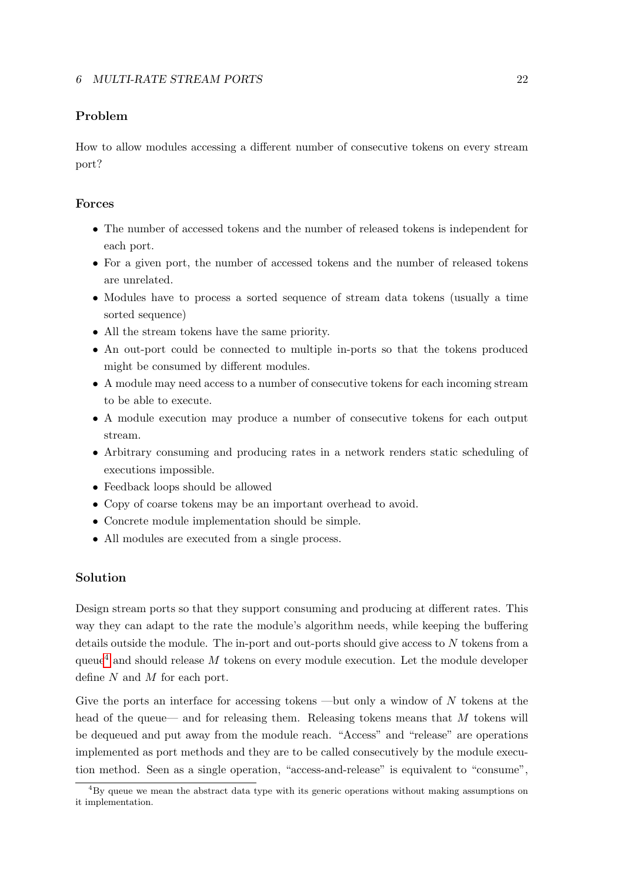### Problem

How to allow modules accessing a different number of consecutive tokens on every stream port?

### Forces

- The number of accessed tokens and the number of released tokens is independent for each port.
- For a given port, the number of accessed tokens and the number of released tokens are unrelated.
- Modules have to process a sorted sequence of stream data tokens (usually a time sorted sequence)
- All the stream tokens have the same priority.
- An out-port could be connected to multiple in-ports so that the tokens produced might be consumed by different modules.
- A module may need access to a number of consecutive tokens for each incoming stream to be able to execute.
- A module execution may produce a number of consecutive tokens for each output stream.
- Arbitrary consuming and producing rates in a network renders static scheduling of executions impossible.
- Feedback loops should be allowed
- Copy of coarse tokens may be an important overhead to avoid.
- Concrete module implementation should be simple.
- All modules are executed from a single process.

### Solution

Design stream ports so that they support consuming and producing at different rates. This way they can adapt to the rate the module's algorithm needs, while keeping the buffering details outside the module. The in-port and out-ports should give access to $N$ tokens from a queue[4] and should release $M$ tokens on every module execution. Let the module developer define $N$ and $M$ for each port.

Give the ports an interface for accessing tokens —but only a window of $N$ tokens at the head of the queue— and for releasing them. Releasing tokens means that $M$ tokens will be dequeued and put away from the module reach. "Access" and "release" are operations implemented as port methods and they are to be called consecutively by the module execution method. Seen as a single operation, "access-and-release" is equivalent to "consume",

[4] By queue we mean the abstract data type with its generic operations without making assumptions on it implementation.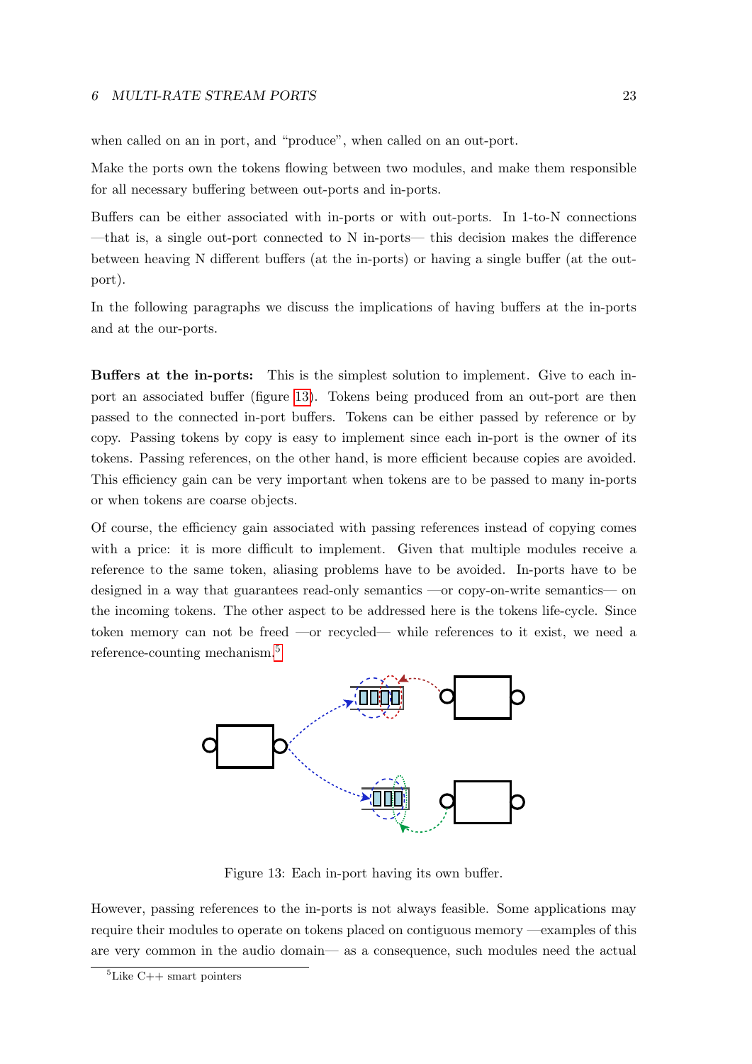when called on an in port, and "produce", when called on an out-port.

Make the ports own the tokens flowing between two modules, and make them responsible for all necessary buffering between out-ports and in-ports.

Buffers can be either associated with in-ports or with out-ports. In 1-to-N connections —that is, a single out-port connected to N in-ports— this decision makes the difference between heaving N different buffers (at the in-ports) or having a single buffer (at the out-port).

In the following paragraphs we discuss the implications of having buffers at the in-ports and at the our-ports.

**Buffers at the in-ports:** This is the simplest solution to implement. Give to each in-port an associated buffer (figure 13). Tokens being produced from an out-port are then passed to the connected in-port buffers. Tokens can be either passed by reference or by copy. Passing tokens by copy is easy to implement since each in-port is the owner of its tokens. Passing references, on the other hand, is more efficient because copies are avoided. This efficiency gain can be very important when tokens are to be passed to many in-ports or when tokens are coarse objects.

Of course, the efficiency gain associated with passing references instead of copying comes with a price: it is more difficult to implement. Given that multiple modules receive a reference to the same token, aliasing problems have to be avoided. In-ports have to be designed in a way that guarantees read-only semantics —or copy-on-write semantics— on the incoming tokens. The other aspect to be addressed here is the tokens life-cycle. Since token memory can not be freed —or recycled— while references to it exist, we need a reference-counting mechanism.[5]

Figure 13: Each in-port having its own buffer.

However, passing references to the in-ports is not always feasible. Some applications may require their modules to operate on tokens placed on contiguous memory —examples of this are very common in the audio domain— as a consequence, such modules need the actual

[5] Like C++ smart pointers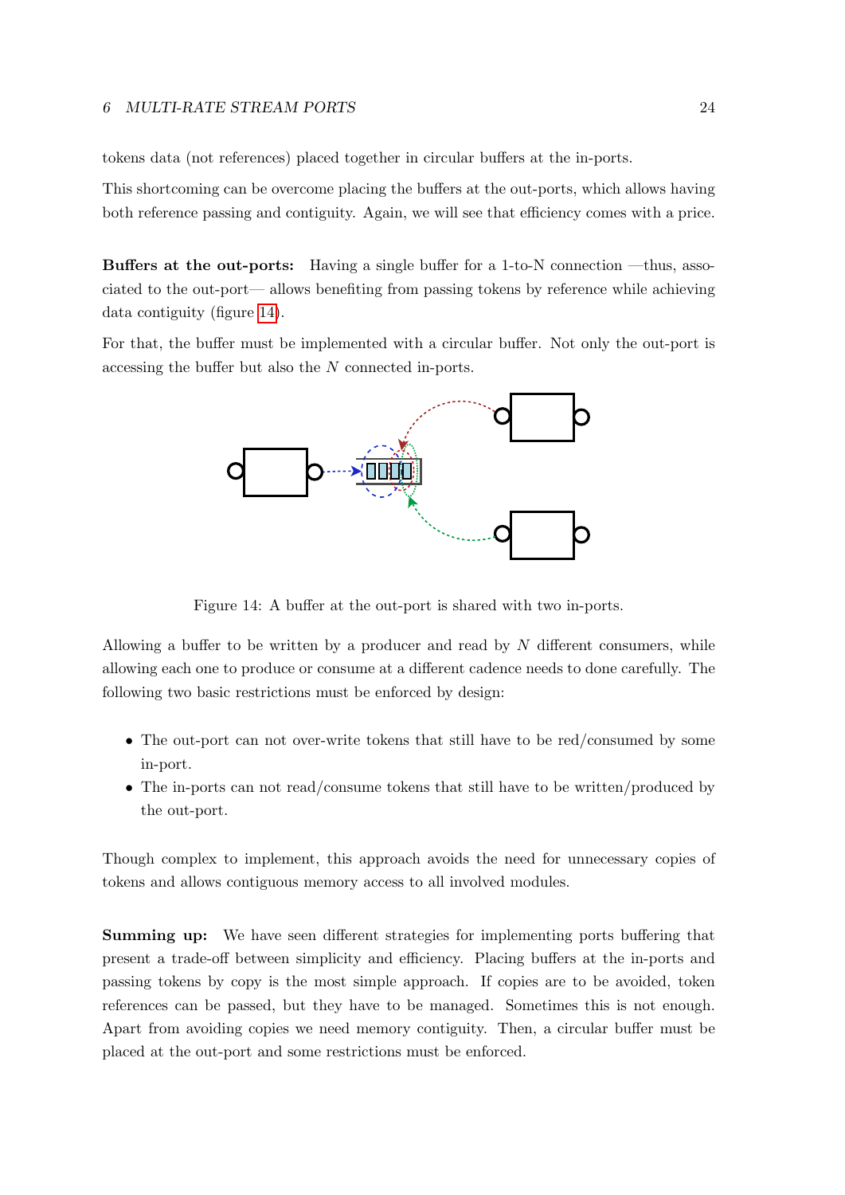tokens data (not references) placed together in circular buffers at the in-ports.

This shortcoming can be overcome placing the buffers at the out-ports, which allows having both reference passing and contiguity. Again, we will see that efficiency comes with a price.

**Buffers at the out-ports:** Having a single buffer for a 1-to-N connection —thus, associated to the out-port— allows benefiting from passing tokens by reference while achieving data contiguity (figure 14).

For that, the buffer must be implemented with a circular buffer. Not only the out-port is accessing the buffer but also the $N$ connected in-ports.

Figure 14: A buffer at the out-port is shared with two in-ports.

Allowing a buffer to be written by a producer and read by $N$ different consumers, while allowing each one to produce or consume at a different cadence needs to done carefully. The following two basic restrictions must be enforced by design:

- The out-port can not over-write tokens that still have to be red/consumed by some in-port.
- The in-ports can not read/consume tokens that still have to be written/produced by the out-port.

Though complex to implement, this approach avoids the need for unnecessary copies of tokens and allows contiguous memory access to all involved modules.

**Summing up:** We have seen different strategies for implementing ports buffering that present a trade-off between simplicity and efficiency. Placing buffers at the in-ports and passing tokens by copy is the most simple approach. If copies are to be avoided, token references can be passed, but they have to be managed. Sometimes this is not enough. Apart from avoiding copies we need memory contiguity. Then, a circular buffer must be placed at the out-port and some restrictions must be enforced.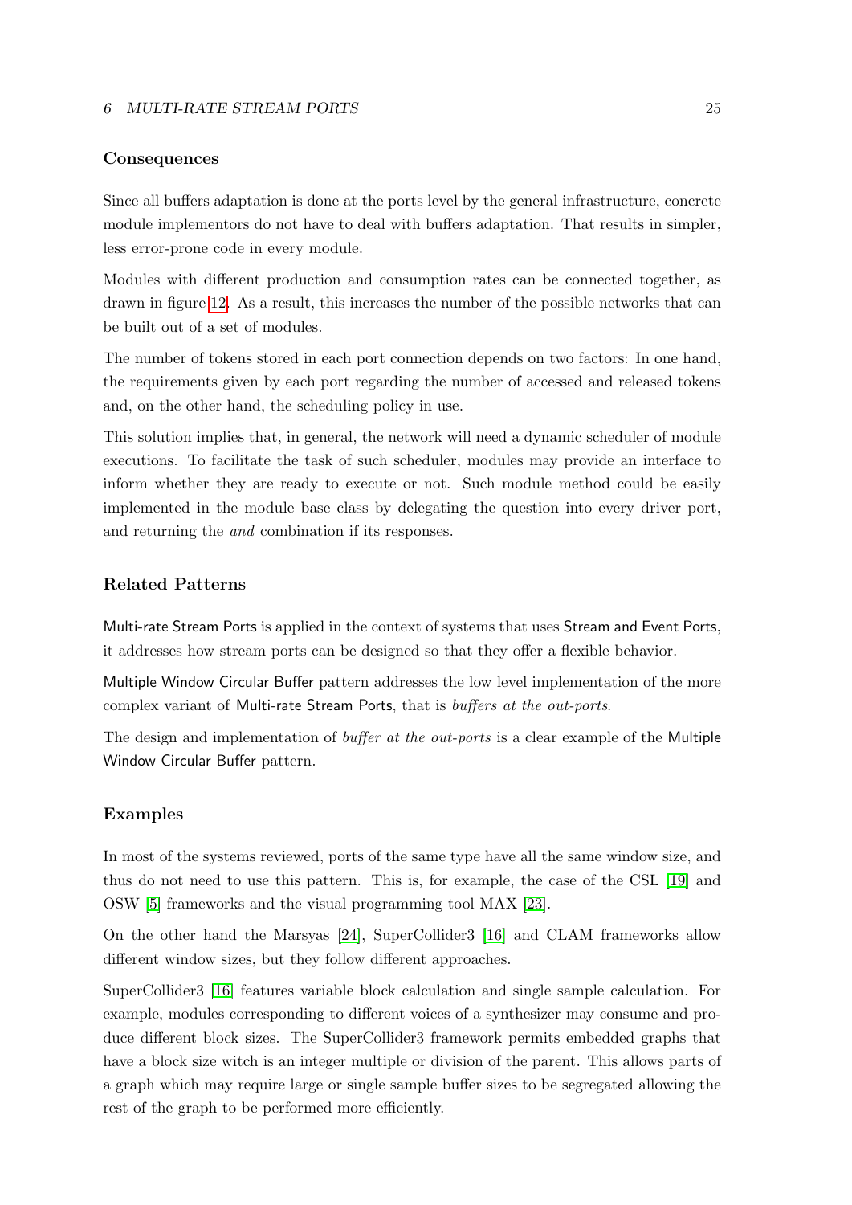### Consequences

Since all buffers adaptation is done at the ports level by the general infrastructure, concrete module implementors do not have to deal with buffers adaptation. That results in simpler, less error-prone code in every module.

Modules with different production and consumption rates can be connected together, as drawn in figure 12. As a result, this increases the number of the possible networks that can be built out of a set of modules.

The number of tokens stored in each port connection depends on two factors: In one hand, the requirements given by each port regarding the number of accessed and released tokens and, on the other hand, the scheduling policy in use.

This solution implies that, in general, the network will need a dynamic scheduler of module executions. To facilitate the task of such scheduler, modules may provide an interface to inform whether they are ready to execute or not. Such module method could be easily implemented in the module base class by delegating the question into every driver port, and returning the *and* combination if its responses.

### Related Patterns

Multi-rate Stream Ports is applied in the context of systems that uses Stream and Event Ports, it addresses how stream ports can be designed so that they offer a flexible behavior.

Multiple Window Circular Buffer pattern addresses the low level implementation of the more complex variant of Multi-rate Stream Ports, that is *buffers at the out-ports*.

The design and implementation of *buffer at the out-ports* is a clear example of the Multiple Window Circular Buffer pattern.

### Examples

In most of the systems reviewed, ports of the same type have all the same window size, and thus do not need to use this pattern. This is, for example, the case of the CSL [19] and OSW [5] frameworks and the visual programming tool MAX [23].

On the other hand the Marsyas [24], SuperCollider3 [16] and CLAM frameworks allow different window sizes, but they follow different approaches.

SuperCollider3 [16] features variable block calculation and single sample calculation. For example, modules corresponding to different voices of a synthesizer may consume and produce different block sizes. The SuperCollider3 framework permits embedded graphs that have a block size witch is an integer multiple or division of the parent. This allows parts of a graph which may require large or single sample buffer sizes to be segregated allowing the rest of the graph to be performed more efficiently.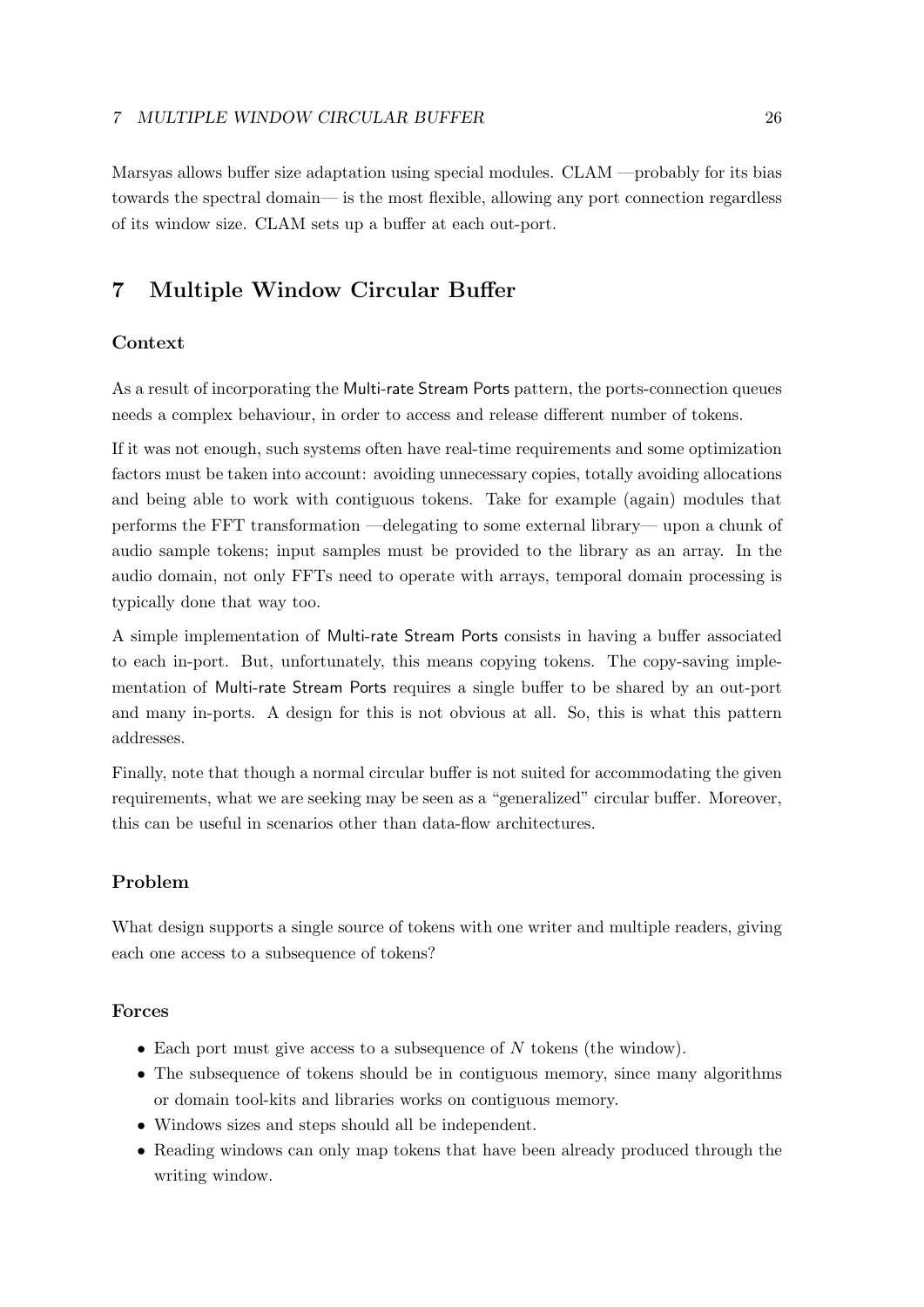Marsyas allows buffer size adaptation using special modules. CLAM —probably for its bias towards the spectral domain— is the most flexible, allowing any port connection regardless of its window size. CLAM sets up a buffer at each out-port.

# 7 Multiple Window Circular Buffer

### Context

As a result of incorporating the Multi-rate Stream Ports pattern, the ports-connection queues needs a complex behaviour, in order to access and release different number of tokens.

If it was not enough, such systems often have real-time requirements and some optimization factors must be taken into account: avoiding unnecessary copies, totally avoiding allocations and being able to work with contiguous tokens. Take for example (again) modules that performs the FFT transformation —delegating to some external library— upon a chunk of audio sample tokens; input samples must be provided to the library as an array. In the audio domain, not only FFTs need to operate with arrays, temporal domain processing is typically done that way too.

A simple implementation of Multi-rate Stream Ports consists in having a buffer associated to each in-port. But, unfortunately, this means copying tokens. The copy-saving implementation of Multi-rate Stream Ports requires a single buffer to be shared by an out-port and many in-ports. A design for this is not obvious at all. So, this is what this pattern addresses.

Finally, note that though a normal circular buffer is not suited for accommodating the given requirements, what we are seeking may be seen as a "generalized" circular buffer. Moreover, this can be useful in scenarios other than data-flow architectures.

### Problem

What design supports a single source of tokens with one writer and multiple readers, giving each one access to a subsequence of tokens?

### Forces

- Each port must give access to a subsequence of $N$ tokens (the window).
- The subsequence of tokens should be in contiguous memory, since many algorithms or domain tool-kits and libraries works on contiguous memory.
- Windows sizes and steps should all be independent.
- Reading windows can only map tokens that have been already produced through the writing window.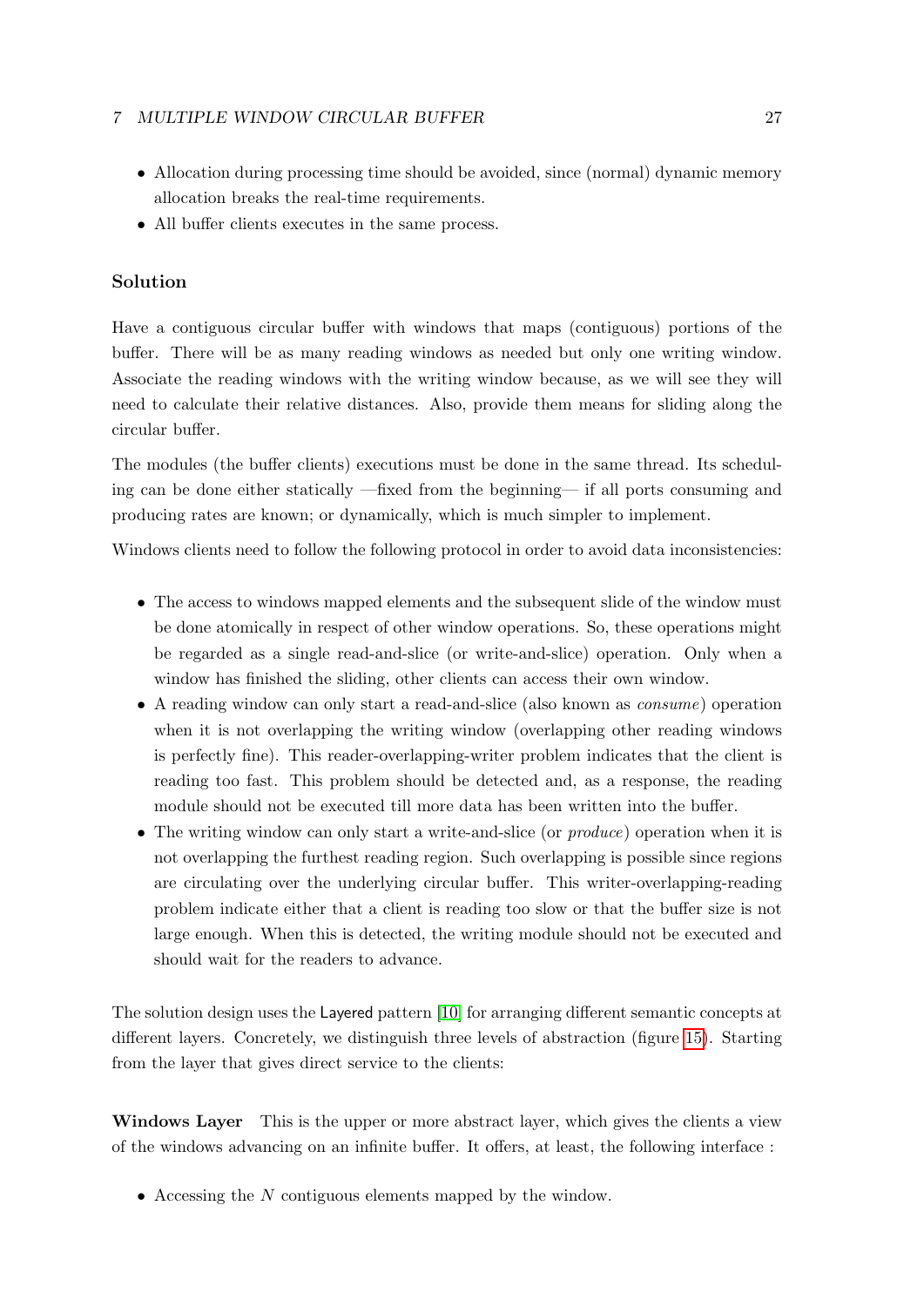- Allocation during processing time should be avoided, since (normal) dynamic memory allocation breaks the real-time requirements.
- All buffer clients executes in the same process.

### Solution

Have a contiguous circular buffer with windows that maps (contiguous) portions of the buffer. There will be as many reading windows as needed but only one writing window. Associate the reading windows with the writing window because, as we will see they will need to calculate their relative distances. Also, provide them means for sliding along the circular buffer.

The modules (the buffer clients) executions must be done in the same thread. Its scheduling can be done either statically —fixed from the beginning— if all ports consuming and producing rates are known; or dynamically, which is much simpler to implement.

Windows clients need to follow the following protocol in order to avoid data inconsistencies:

- The access to windows mapped elements and the subsequent slide of the window must be done atomically in respect of other window operations. So, these operations might be regarded as a single read-and-slice (or write-and-slice) operation. Only when a window has finished the sliding, other clients can access their own window.
- A reading window can only start a read-and-slice (also known as *consume*) operation when it is not overlapping the writing window (overlapping other reading windows is perfectly fine). This reader-overlapping-writer problem indicates that the client is reading too fast. This problem should be detected and, as a response, the reading module should not be executed till more data has been written into the buffer.
- The writing window can only start a write-and-slice (or *produce*) operation when it is not overlapping the furthest reading region. Such overlapping is possible since regions are circulating over the underlying circular buffer. This writer-overlapping-reading problem indicate either that a client is reading too slow or that the buffer size is not large enough. When this is detected, the writing module should not be executed and should wait for the readers to advance.

The solution design uses the Layered pattern [10] for arranging different semantic concepts at different layers. Concretely, we distinguish three levels of abstraction (figure 15). Starting from the layer that gives direct service to the clients:

**Windows Layer** This is the upper or more abstract layer, which gives the clients a view of the windows advancing on an infinite buffer. It offers, at least, the following interface :

- Accessing the $N$ contiguous elements mapped by the window.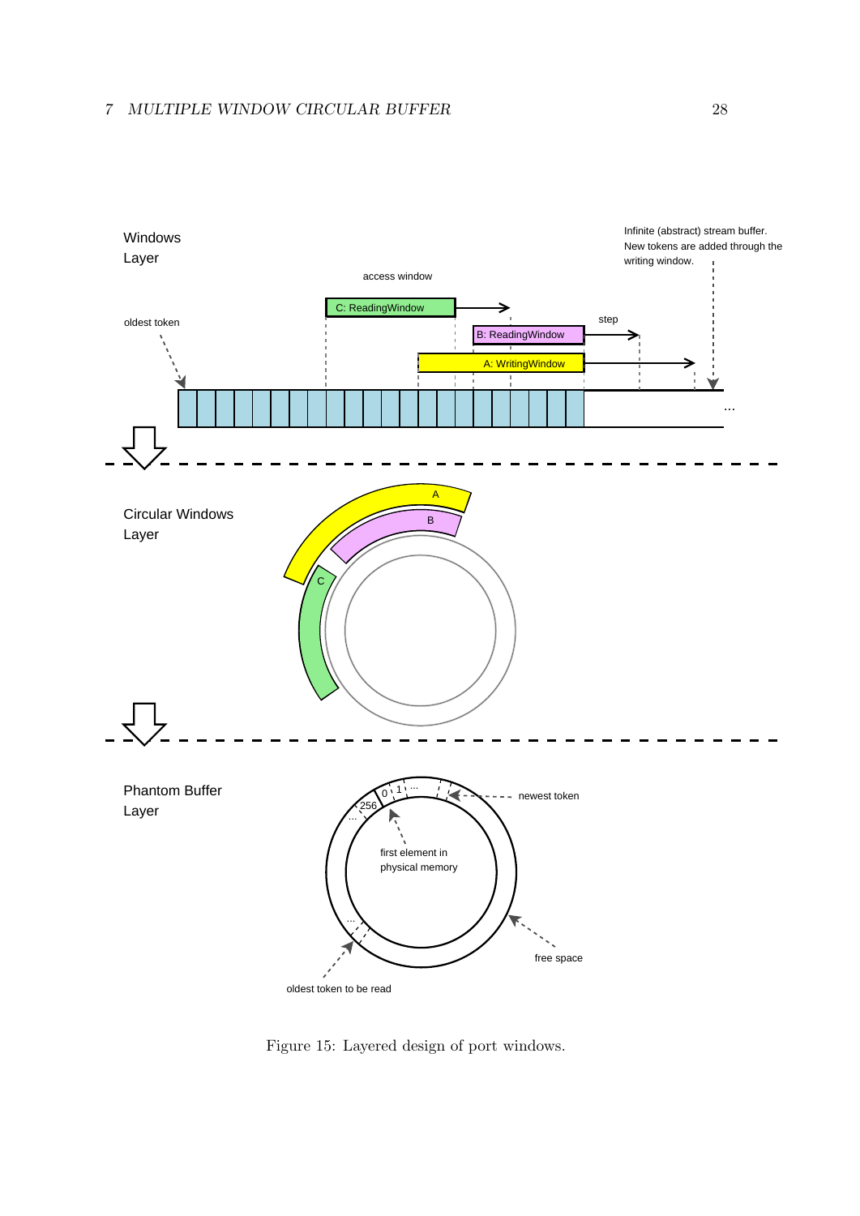Figure 15: Layered design of port windows.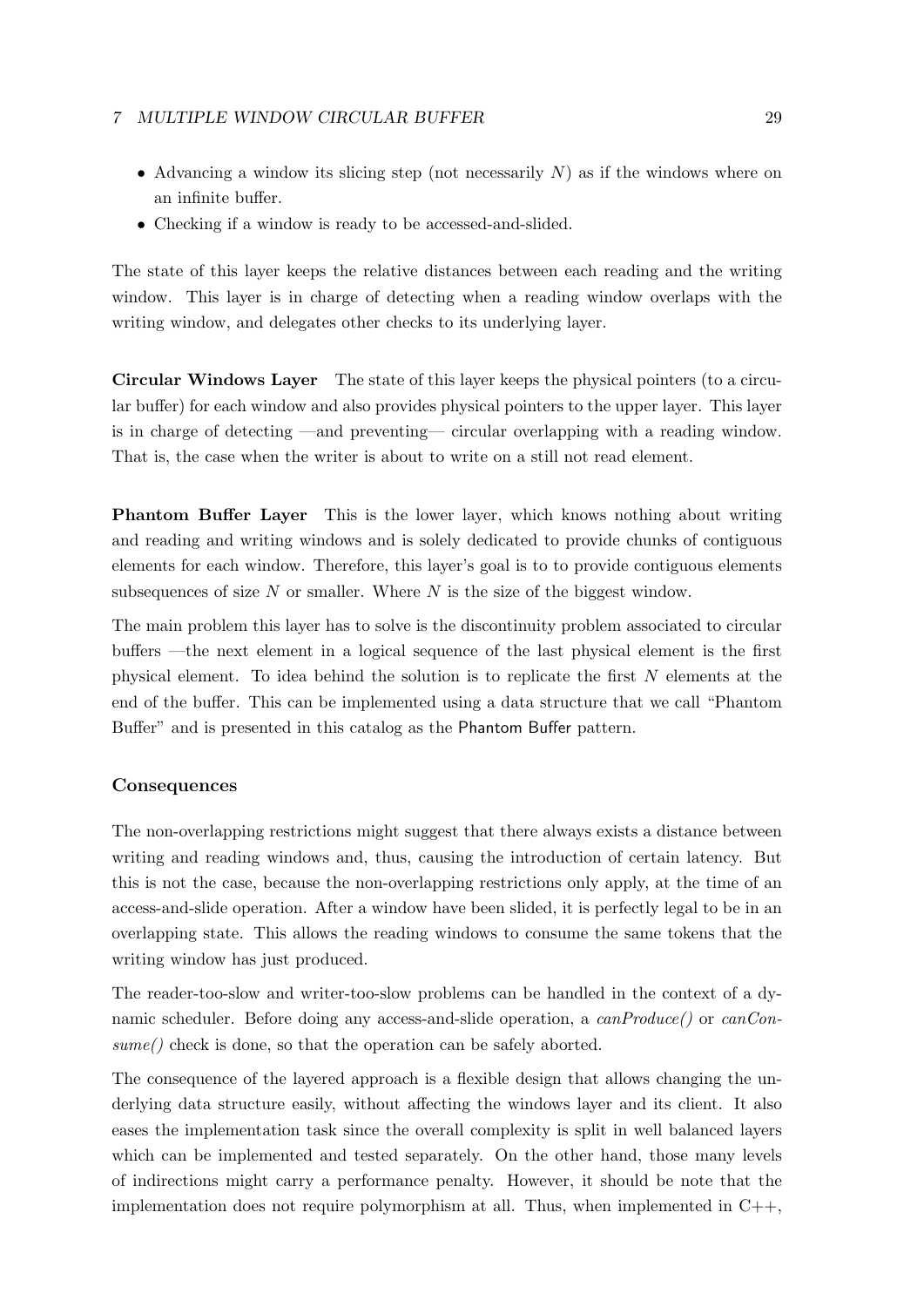- Advancing a window its slicing step (not necessarily $N$) as if the windows where on an infinite buffer.
- Checking if a window is ready to be accessed-and-slided.

The state of this layer keeps the relative distances between each reading and the writing window. This layer is in charge of detecting when a reading window overlaps with the writing window, and delegates other checks to its underlying layer.

**Circular Windows Layer** The state of this layer keeps the physical pointers (to a circular buffer) for each window and also provides physical pointers to the upper layer. This layer is in charge of detecting —and preventing— circular overlapping with a reading window. That is, the case when the writer is about to write on a still not read element.

**Phantom Buffer Layer** This is the lower layer, which knows nothing about writing and reading and writing windows and is solely dedicated to provide chunks of contiguous elements for each window. Therefore, this layer's goal is to to provide contiguous elements subsequences of size $N$ or smaller. Where $N$ is the size of the biggest window.

The main problem this layer has to solve is the discontinuity problem associated to circular buffers —the next element in a logical sequence of the last physical element is the first physical element. To idea behind the solution is to replicate the first $N$ elements at the end of the buffer. This can be implemented using a data structure that we call "Phantom Buffer" and is presented in this catalog as the Phantom Buffer pattern.

### Consequences

The non-overlapping restrictions might suggest that there always exists a distance between writing and reading windows and, thus, causing the introduction of certain latency. But this is not the case, because the non-overlapping restrictions only apply, at the time of an access-and-slide operation. After a window have been slided, it is perfectly legal to be in an overlapping state. This allows the reading windows to consume the same tokens that the writing window has just produced.

The reader-too-slow and writer-too-slow problems can be handled in the context of a dynamic scheduler. Before doing any access-and-slide operation, a *canProduce()* or *canConsume()* check is done, so that the operation can be safely aborted.

The consequence of the layered approach is a flexible design that allows changing the underlying data structure easily, without affecting the windows layer and its client. It also eases the implementation task since the overall complexity is split in well balanced layers which can be implemented and tested separately. On the other hand, those many levels of indirections might carry a performance penalty. However, it should be note that the implementation does not require polymorphism at all. Thus, when implemented in C++,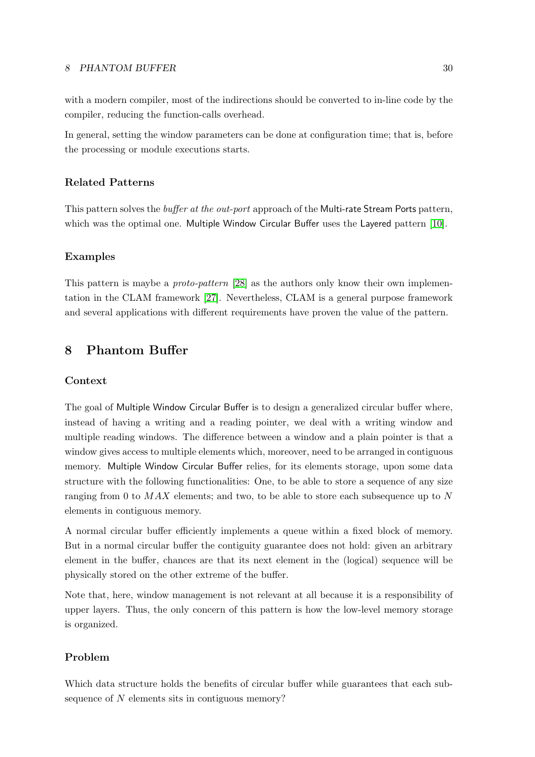with a modern compiler, most of the indirections should be converted to in-line code by the compiler, reducing the function-calls overhead.

In general, setting the window parameters can be done at configuration time; that is, before the processing or module executions starts.

### Related Patterns

This pattern solves the *buffer at the out-port* approach of the Multi-rate Stream Ports pattern, which was the optimal one. Multiple Window Circular Buffer uses the Layered pattern [10].

### Examples

This pattern is maybe a *proto-pattern* [28] as the authors only know their own implementation in the CLAM framework [27]. Nevertheless, CLAM is a general purpose framework and several applications with different requirements have proven the value of the pattern.

## 8 Phantom Buffer

### Context

The goal of Multiple Window Circular Buffer is to design a generalized circular buffer where, instead of having a writing and a reading pointer, we deal with a writing window and multiple reading windows. The difference between a window and a plain pointer is that a window gives access to multiple elements which, moreover, need to be arranged in contiguous memory. Multiple Window Circular Buffer relies, for its elements storage, upon some data structure with the following functionalities: One, to be able to store a sequence of any size ranging from 0 to $MAX$ elements; and two, to be able to store each subsequence up to $N$ elements in contiguous memory.

A normal circular buffer efficiently implements a queue within a fixed block of memory. But in a normal circular buffer the contiguity guarantee does not hold: given an arbitrary element in the buffer, chances are that its next element in the (logical) sequence will be physically stored on the other extreme of the buffer.

Note that, here, window management is not relevant at all because it is a responsibility of upper layers. Thus, the only concern of this pattern is how the low-level memory storage is organized.

### Problem

Which data structure holds the benefits of circular buffer while guarantees that each subsequence of $N$ elements sits in contiguous memory?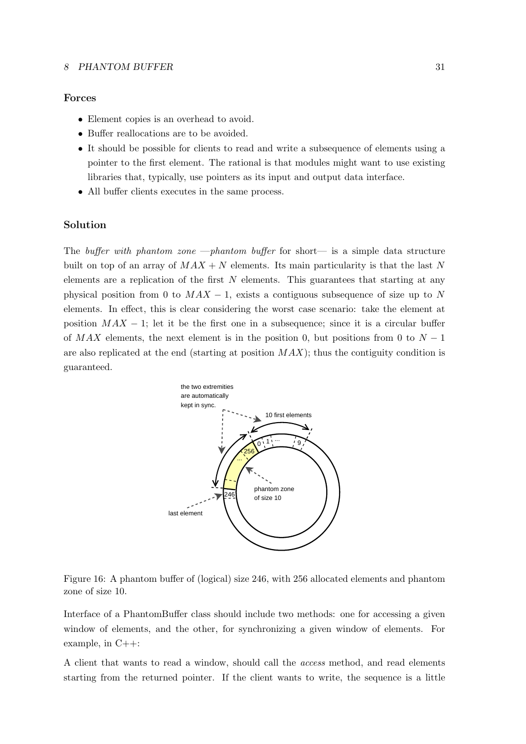## Forces

- Element copies is an overhead to avoid.
- Buffer reallocations are to be avoided.
- It should be possible for clients to read and write a subsequence of elements using a pointer to the first element. The rational is that modules might want to use existing libraries that, typically, use pointers as its input and output data interface.
- All buffer clients executes in the same process.

## Solution

The *buffer with phantom zone —phantom buffer* for short— is a simple data structure built on top of an array of $MAX + N$ elements. Its main particularity is that the last $N$ elements are a replication of the first $N$ elements. This guarantees that starting at any physical position from 0 to $MAX - 1$, exists a contiguous subsequence of size up to $N$ elements. In effect, this is clear considering the worst case scenario: take the element at position $MAX - 1$; let it be the first one in a subsequence; since it is a circular buffer of $MAX$ elements, the next element is in the position 0, but positions from 0 to $N - 1$ are also replicated at the end (starting at position $MAX$); thus the contiguity condition is guaranteed.

Figure 16: A phantom buffer of (logical) size 246, with 256 allocated elements and phantom zone of size 10.

Interface of a PhantomBuffer class should include two methods: one for accessing a given window of elements, and the other, for synchronizing a given window of elements. For example, in C++:

A client that wants to read a window, should call the *access* method, and read elements starting from the returned pointer. If the client wants to write, the sequence is a little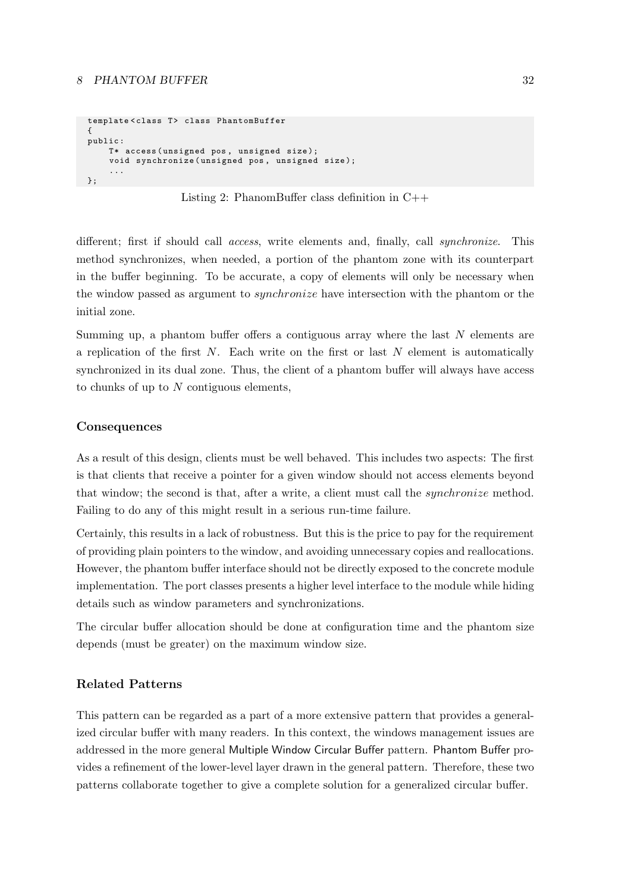```
template<class T> class PhantomBuffer
{
public:
    T* access(unsigned pos, unsigned size);
    void synchronize(unsigned pos, unsigned size);
    ...
};
```

Listing 2: PhanomBuffer class definition in C++

different; first if should call *access*, write elements and, finally, call *synchronize*. This method synchronizes, when needed, a portion of the phantom zone with its counterpart in the buffer beginning. To be accurate, a copy of elements will only be necessary when the window passed as argument to *synchronize* have intersection with the phantom or the initial zone.

Summing up, a phantom buffer offers a contiguous array where the last $N$ elements are a replication of the first $N$. Each write on the first or last $N$ element is automatically synchronized in its dual zone. Thus, the client of a phantom buffer will always have access to chunks of up to $N$ contiguous elements,

### Consequences

As a result of this design, clients must be well behaved. This includes two aspects: The first is that clients that receive a pointer for a given window should not access elements beyond that window; the second is that, after a write, a client must call the *synchronize* method. Failing to do any of this might result in a serious run-time failure.

Certainly, this results in a lack of robustness. But this is the price to pay for the requirement of providing plain pointers to the window, and avoiding unnecessary copies and reallocations. However, the phantom buffer interface should not be directly exposed to the concrete module implementation. The port classes presents a higher level interface to the module while hiding details such as window parameters and synchronizations.

The circular buffer allocation should be done at configuration time and the phantom size depends (must be greater) on the maximum window size.

### Related Patterns

This pattern can be regarded as a part of a more extensive pattern that provides a generalized circular buffer with many readers. In this context, the windows management issues are addressed in the more general Multiple Window Circular Buffer pattern. Phantom Buffer provides a refinement of the lower-level layer drawn in the general pattern. Therefore, these two patterns collaborate together to give a complete solution for a generalized circular buffer.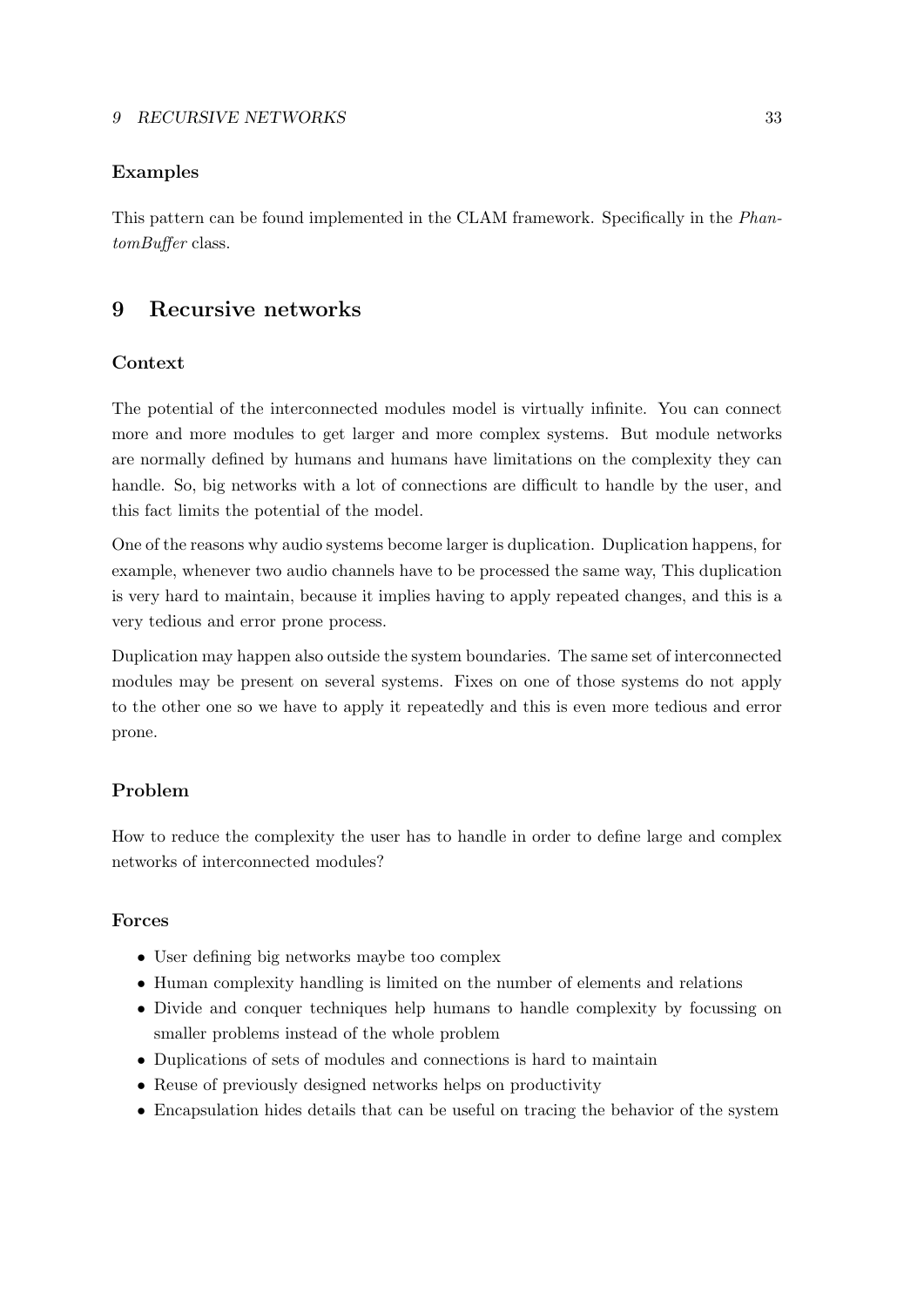### Examples

This pattern can be found implemented in the CLAM framework. Specifically in the *PhantomBuffer* class.

## 9 Recursive networks

### Context

The potential of the interconnected modules model is virtually infinite. You can connect more and more modules to get larger and more complex systems. But module networks are normally defined by humans and humans have limitations on the complexity they can handle. So, big networks with a lot of connections are difficult to handle by the user, and this fact limits the potential of the model.

One of the reasons why audio systems become larger is duplication. Duplication happens, for example, whenever two audio channels have to be processed the same way, This duplication is very hard to maintain, because it implies having to apply repeated changes, and this is a very tedious and error prone process.

Duplication may happen also outside the system boundaries. The same set of interconnected modules may be present on several systems. Fixes on one of those systems do not apply to the other one so we have to apply it repeatedly and this is even more tedious and error prone.

### Problem

How to reduce the complexity the user has to handle in order to define large and complex networks of interconnected modules?

### Forces

- User defining big networks maybe too complex
- Human complexity handling is limited on the number of elements and relations
- Divide and conquer techniques help humans to handle complexity by focussing on smaller problems instead of the whole problem
- Duplications of sets of modules and connections is hard to maintain
- Reuse of previously designed networks helps on productivity
- Encapsulation hides details that can be useful on tracing the behavior of the system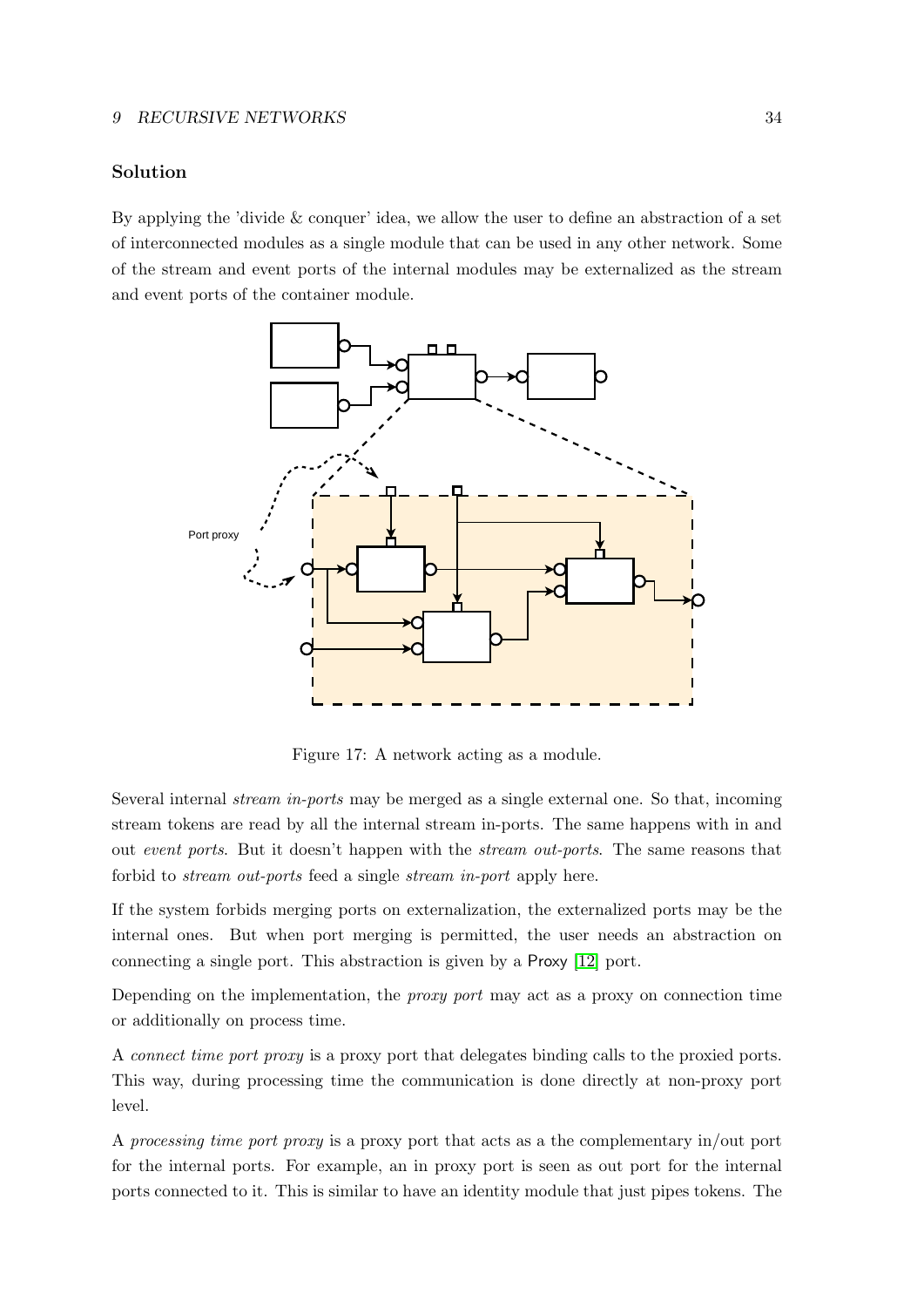### Solution

By applying the 'divide & conquer' idea, we allow the user to define an abstraction of a set of interconnected modules as a single module that can be used in any other network. Some of the stream and event ports of the internal modules may be externalized as the stream and event ports of the container module.

Port proxy

Figure 17: A network acting as a module.

Several internal *stream in-ports* may be merged as a single external one. So that, incoming stream tokens are read by all the internal stream in-ports. The same happens with in and out *event ports*. But it doesn't happen with the *stream out-ports*. The same reasons that forbid to *stream out-ports* feed a single *stream in-port* apply here.

If the system forbids merging ports on externalization, the externalized ports may be the internal ones. But when port merging is permitted, the user needs an abstraction on connecting a single port. This abstraction is given by a Proxy [12] port.

Depending on the implementation, the *proxy port* may act as a proxy on connection time or additionally on process time.

A *connect time port proxy* is a proxy port that delegates binding calls to the proxied ports. This way, during processing time the communication is done directly at non-proxy port level.

A *processing time port proxy* is a proxy port that acts as a the complementary in/out port for the internal ports. For example, an in proxy port is seen as out port for the internal ports connected to it. This is similar to have an identity module that just pipes tokens. The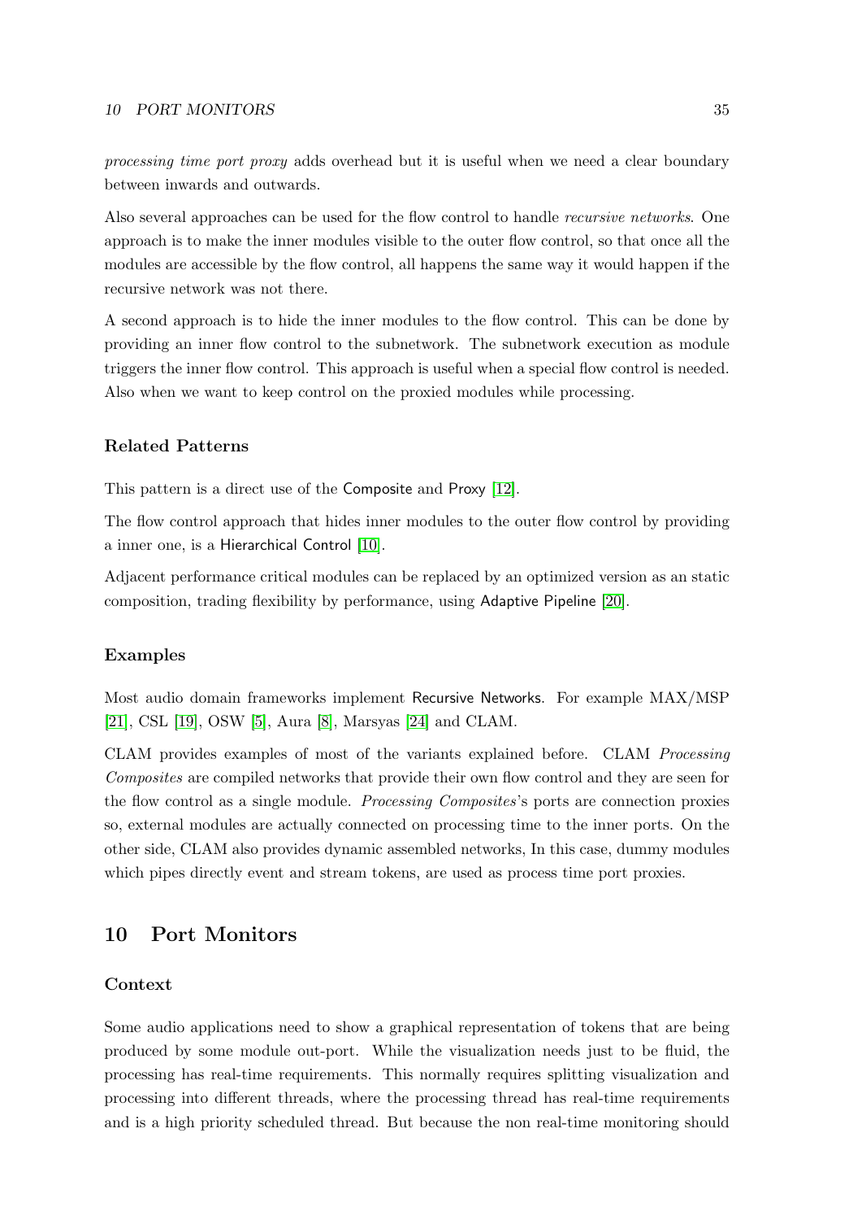*processing time port proxy* adds overhead but it is useful when we need a clear boundary between inwards and outwards.

Also several approaches can be used for the flow control to handle *recursive networks*. One approach is to make the inner modules visible to the outer flow control, so that once all the modules are accessible by the flow control, all happens the same way it would happen if the recursive network was not there.

A second approach is to hide the inner modules to the flow control. This can be done by providing an inner flow control to the subnetwork. The subnetwork execution as module triggers the inner flow control. This approach is useful when a special flow control is needed. Also when we want to keep control on the proxied modules while processing.

### Related Patterns

This pattern is a direct use of the Composite and Proxy [12].

The flow control approach that hides inner modules to the outer flow control by providing a inner one, is a Hierarchical Control [10].

Adjacent performance critical modules can be replaced by an optimized version as an static composition, trading flexibility by performance, using Adaptive Pipeline [20].

### Examples

Most audio domain frameworks implement Recursive Networks. For example MAX/MSP [21], CSL [19], OSW [5], Aura [8], Marsyas [24] and CLAM.

CLAM provides examples of most of the variants explained before. CLAM *Processing Composites* are compiled networks that provide their own flow control and they are seen for the flow control as a single module. *Processing Composites*'s ports are connection proxies so, external modules are actually connected on processing time to the inner ports. On the other side, CLAM also provides dynamic assembled networks, In this case, dummy modules which pipes directly event and stream tokens, are used as process time port proxies.

## 10 Port Monitors

### Context

Some audio applications need to show a graphical representation of tokens that are being produced by some module out-port. While the visualization needs just to be fluid, the processing has real-time requirements. This normally requires splitting visualization and processing into different threads, where the processing thread has real-time requirements and is a high priority scheduled thread. But because the non real-time monitoring should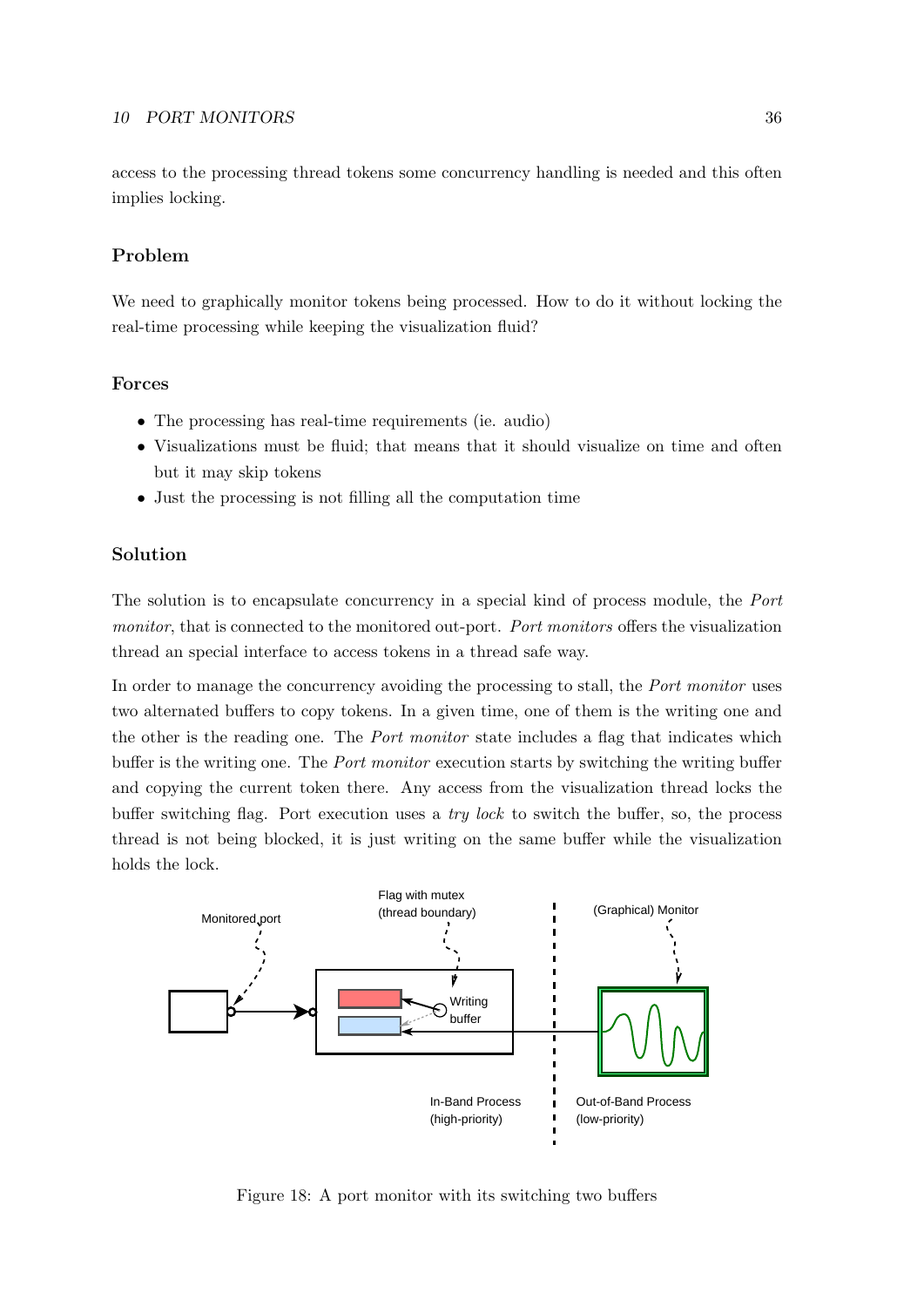access to the processing thread tokens some concurrency handling is needed and this often implies locking.

### Problem

We need to graphically monitor tokens being processed. How to do it without locking the real-time processing while keeping the visualization fluid?

### Forces

- The processing has real-time requirements (ie. audio)
- Visualizations must be fluid; that means that it should visualize on time and often but it may skip tokens
- Just the processing is not filling all the computation time

### Solution

The solution is to encapsulate concurrency in a special kind of process module, the *Port monitor*, that is connected to the monitored out-port. *Port monitors* offers the visualization thread an special interface to access tokens in a thread safe way.

In order to manage the concurrency avoiding the processing to stall, the *Port monitor* uses two alternated buffers to copy tokens. In a given time, one of them is the writing one and the other is the reading one. The *Port monitor* state includes a flag that indicates which buffer is the writing one. The *Port monitor* execution starts by switching the writing buffer and copying the current token there. Any access from the visualization thread locks the buffer switching flag. Port execution uses a *try lock* to switch the buffer, so, the process thread is not being blocked, it is just writing on the same buffer while the visualization holds the lock.

Monitored port

Flag with mutex (thread boundary)

Writing buffer

(Graphical) Monitor

In-Band Process (high-priority)

Out-of-Band Process (low-priority)

Figure 18: A port monitor with its switching two buffers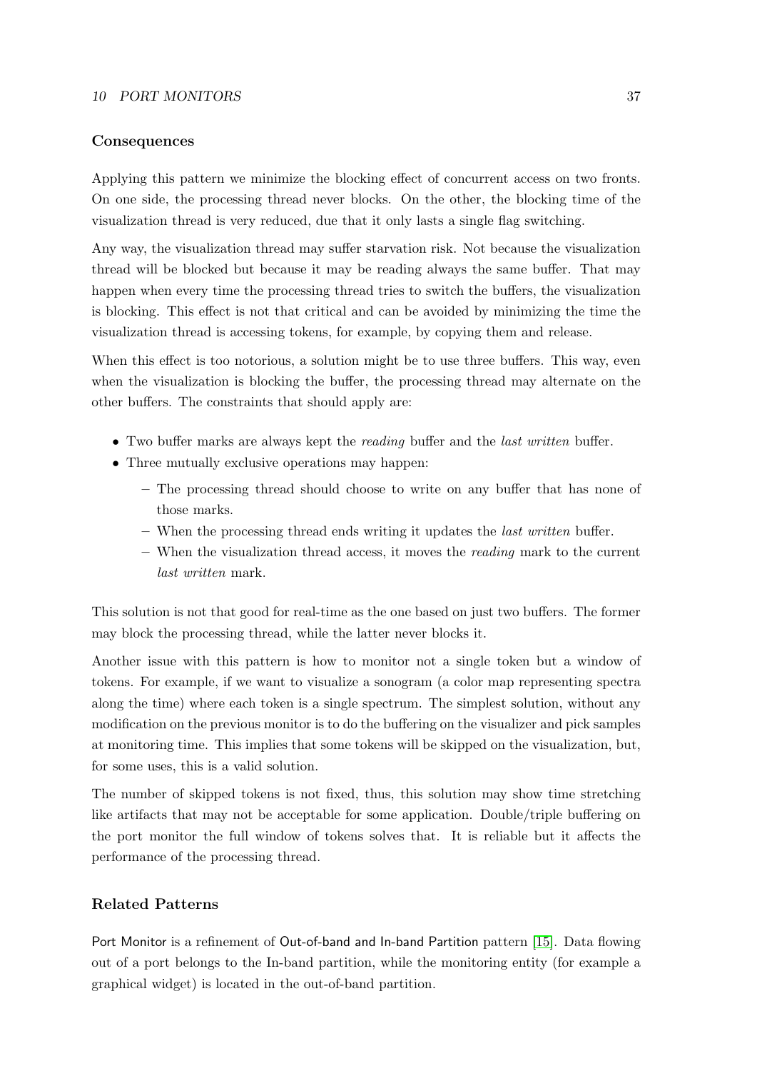### Consequences

Applying this pattern we minimize the blocking effect of concurrent access on two fronts. On one side, the processing thread never blocks. On the other, the blocking time of the visualization thread is very reduced, due that it only lasts a single flag switching.

Any way, the visualization thread may suffer starvation risk. Not because the visualization thread will be blocked but because it may be reading always the same buffer. That may happen when every time the processing thread tries to switch the buffers, the visualization is blocking. This effect is not that critical and can be avoided by minimizing the time the visualization thread is accessing tokens, for example, by copying them and release.

When this effect is too notorious, a solution might be to use three buffers. This way, even when the visualization is blocking the buffer, the processing thread may alternate on the other buffers. The constraints that should apply are:

- Two buffer marks are always kept the *reading* buffer and the *last written* buffer.
- Three mutually exclusive operations may happen:
  - The processing thread should choose to write on any buffer that has none of those marks.
  - When the processing thread ends writing it updates the *last written* buffer.
  - When the visualization thread access, it moves the *reading* mark to the current *last written* mark.

This solution is not that good for real-time as the one based on just two buffers. The former may block the processing thread, while the latter never blocks it.

Another issue with this pattern is how to monitor not a single token but a window of tokens. For example, if we want to visualize a sonogram (a color map representing spectra along the time) where each token is a single spectrum. The simplest solution, without any modification on the previous monitor is to do the buffering on the visualizer and pick samples at monitoring time. This implies that some tokens will be skipped on the visualization, but, for some uses, this is a valid solution.

The number of skipped tokens is not fixed, thus, this solution may show time stretching like artifacts that may not be acceptable for some application. Double/triple buffering on the port monitor the full window of tokens solves that. It is reliable but it affects the performance of the processing thread.

### Related Patterns

Port Monitor is a refinement of Out-of-band and In-band Partition pattern [15]. Data flowing out of a port belongs to the In-band partition, while the monitoring entity (for example a graphical widget) is located in the out-of-band partition.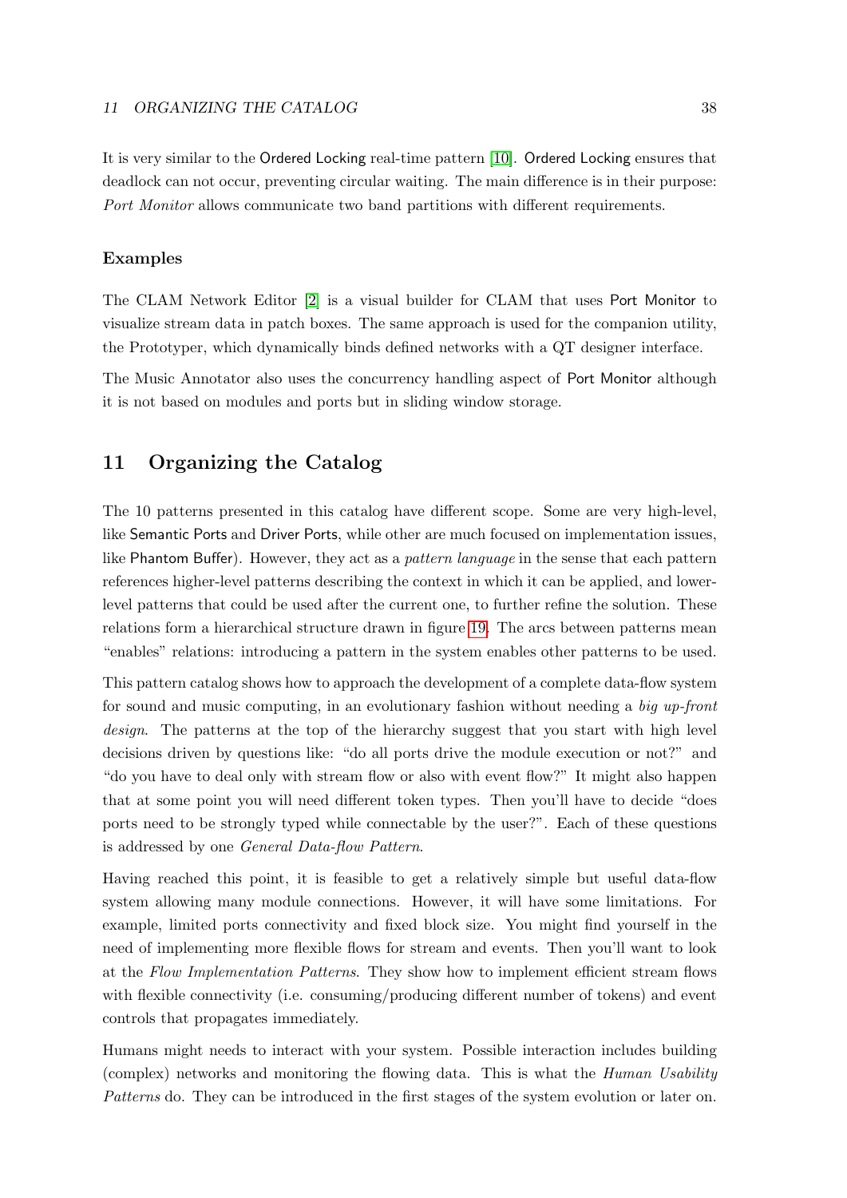It is very similar to the Ordered Locking real-time pattern [10]. Ordered Locking ensures that deadlock can not occur, preventing circular waiting. The main difference is in their purpose: *Port Monitor* allows communicate two band partitions with different requirements.

### Examples

The CLAM Network Editor [2] is a visual builder for CLAM that uses Port Monitor to visualize stream data in patch boxes. The same approach is used for the companion utility, the Prototyper, which dynamically binds defined networks with a QT designer interface.

The Music Annotator also uses the concurrency handling aspect of Port Monitor although it is not based on modules and ports but in sliding window storage.

## 11 Organizing the Catalog

The 10 patterns presented in this catalog have different scope. Some are very high-level, like Semantic Ports and Driver Ports, while other are much focused on implementation issues, like Phantom Buffer). However, they act as a *pattern language* in the sense that each pattern references higher-level patterns describing the context in which it can be applied, and lower-level patterns that could be used after the current one, to further refine the solution. These relations form a hierarchical structure drawn in figure 19. The arcs between patterns mean "enables" relations: introducing a pattern in the system enables other patterns to be used.

This pattern catalog shows how to approach the development of a complete data-flow system for sound and music computing, in an evolutionary fashion without needing a *big up-front design*. The patterns at the top of the hierarchy suggest that you start with high level decisions driven by questions like: "do all ports drive the module execution or not?" and "do you have to deal only with stream flow or also with event flow?" It might also happen that at some point you will need different token types. Then you'll have to decide "does ports need to be strongly typed while connectable by the user?". Each of these questions is addressed by one *General Data-flow Pattern*.

Having reached this point, it is feasible to get a relatively simple but useful data-flow system allowing many module connections. However, it will have some limitations. For example, limited ports connectivity and fixed block size. You might find yourself in the need of implementing more flexible flows for stream and events. Then you'll want to look at the *Flow Implementation Patterns*. They show how to implement efficient stream flows with flexible connectivity (i.e. consuming/producing different number of tokens) and event controls that propagates immediately.

Humans might needs to interact with your system. Possible interaction includes building (complex) networks and monitoring the flowing data. This is what the *Human Usability Patterns* do. They can be introduced in the first stages of the system evolution or later on.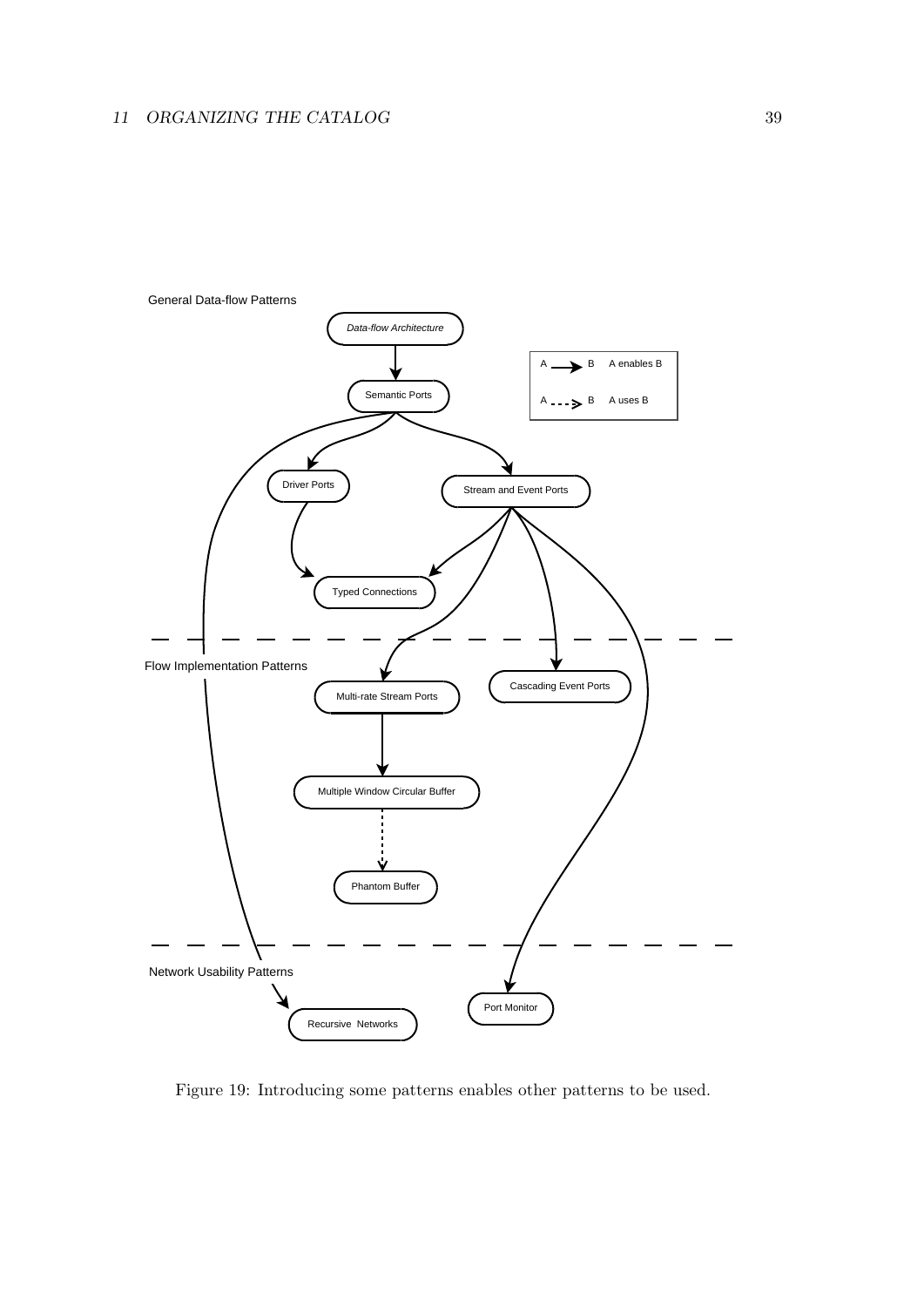Figure 19: Introducing some patterns enables other patterns to be used.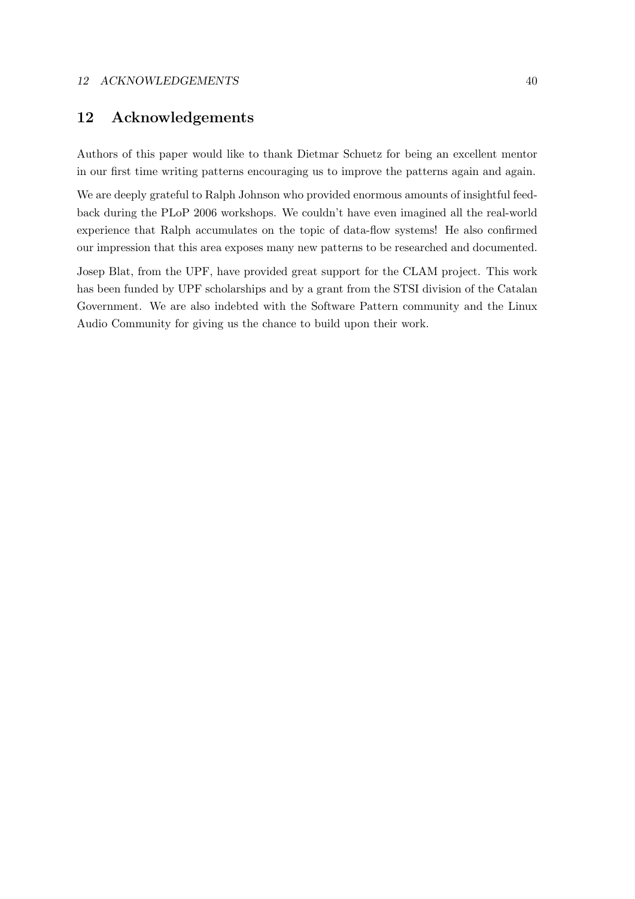## 12 Acknowledgements

Authors of this paper would like to thank Dietmar Schuetz for being an excellent mentor in our first time writing patterns encouraging us to improve the patterns again and again.

We are deeply grateful to Ralph Johnson who provided enormous amounts of insightful feedback during the PLoP 2006 workshops. We couldn't have even imagined all the real-world experience that Ralph accumulates on the topic of data-flow systems! He also confirmed our impression that this area exposes many new patterns to be researched and documented.

Josep Blat, from the UPF, have provided great support for the CLAM project. This work has been funded by UPF scholarships and by a grant from the STSI division of the Catalan Government. We are also indebted with the Software Pattern community and the Linux Audio Community for giving us the chance to build upon their work.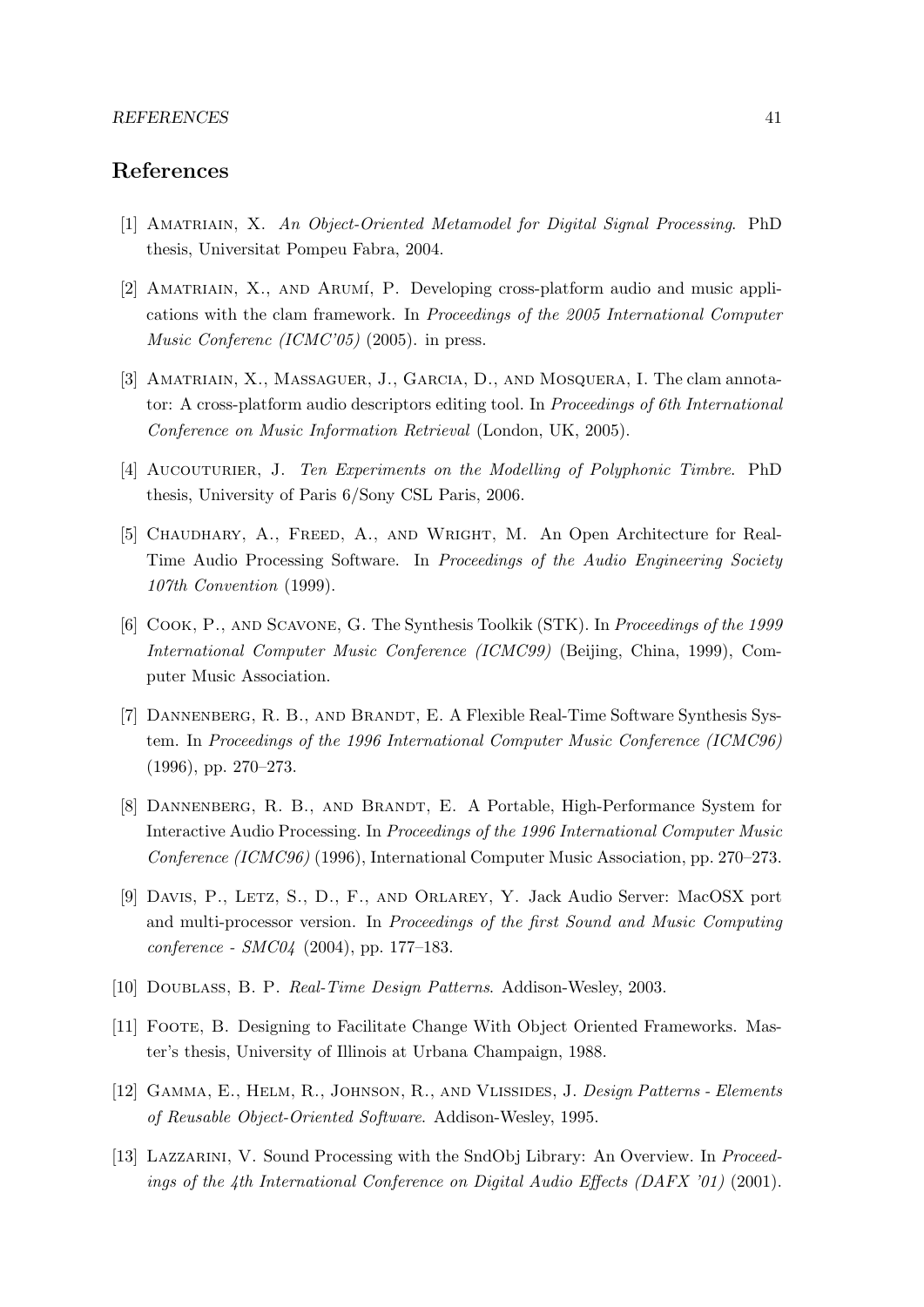## References

[1] Amatriain, X. *An Object-Oriented Metamodel for Digital Signal Processing*. PhD thesis, Universitat Pompeu Fabra, 2004.

[2] Amatriain, X., and Arumí, P. Developing cross-platform audio and music applications with the clam framework. In *Proceedings of the 2005 International Computer Music Conferenc (ICMC'05)* (2005). in press.

[3] Amatriain, X., Massaguer, J., Garcia, D., and Mosquera, I. The clam annotator: A cross-platform audio descriptors editing tool. In *Proceedings of 6th International Conference on Music Information Retrieval* (London, UK, 2005).

[4] Aucouturier, J. *Ten Experiments on the Modelling of Polyphonic Timbre*. PhD thesis, University of Paris 6/Sony CSL Paris, 2006.

[5] Chaudhary, A., Freed, A., and Wright, M. An Open Architecture for Real-Time Audio Processing Software. In *Proceedings of the Audio Engineering Society 107th Convention* (1999).

[6] Cook, P., and Scavone, G. The Synthesis Toolkik (STK). In *Proceedings of the 1999 International Computer Music Conference (ICMC99)* (Beijing, China, 1999), Computer Music Association.

[7] Dannenberg, R. B., and Brandt, E. A Flexible Real-Time Software Synthesis System. In *Proceedings of the 1996 International Computer Music Conference (ICMC96)* (1996), pp. 270–273.

[8] Dannenberg, R. B., and Brandt, E. A Portable, High-Performance System for Interactive Audio Processing. In *Proceedings of the 1996 International Computer Music Conference (ICMC96)* (1996), International Computer Music Association, pp. 270–273.

[9] Davis, P., Letz, S., D., F., and Orlarey, Y. Jack Audio Server: MacOSX port and multi-processor version. In *Proceedings of the first Sound and Music Computing conference - SMC04* (2004), pp. 177–183.

[10] Doublass, B. P. *Real-Time Design Patterns*. Addison-Wesley, 2003.

[11] Foote, B. Designing to Facilitate Change With Object Oriented Frameworks. Master's thesis, University of Illinois at Urbana Champaign, 1988.

[12] Gamma, E., Helm, R., Johnson, R., and Vlissides, J. *Design Patterns - Elements of Reusable Object-Oriented Software*. Addison-Wesley, 1995.

[13] Lazzarini, V. Sound Processing with the SndObj Library: An Overview. In *Proceedings of the 4th International Conference on Digital Audio Effects (DAFX '01)* (2001).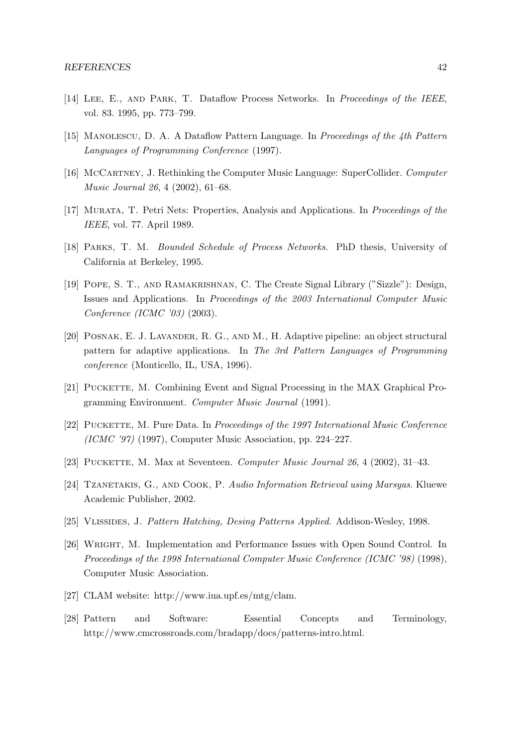[14] Lee, E., and Park, T. Dataflow Process Networks. In *Proceedings of the IEEE*, vol. 83. 1995, pp. 773–799.

[15] Manolescu, D. A. A Dataflow Pattern Language. In *Proceedings of the 4th Pattern Languages of Programming Conference* (1997).

[16] McCartney, J. Rethinking the Computer Music Language: SuperCollider. *Computer Music Journal 26*, 4 (2002), 61–68.

[17] Murata, T. Petri Nets: Properties, Analysis and Applications. In *Proceedings of the IEEE*, vol. 77. April 1989.

[18] Parks, T. M. *Bounded Schedule of Process Networks*. PhD thesis, University of California at Berkeley, 1995.

[19] Pope, S. T., and Ramakrishnan, C. The Create Signal Library ("Sizzle"): Design, Issues and Applications. In *Proceedings of the 2003 International Computer Music Conference (ICMC '03)* (2003).

[20] Posnak, E. J. Lavander, R. G., and M., H. Adaptive pipeline: an object structural pattern for adaptive applications. In *The 3rd Pattern Languages of Programming conference* (Monticello, IL, USA, 1996).

[21] Puckette, M. Combining Event and Signal Processing in the MAX Graphical Programming Environment. *Computer Music Journal* (1991).

[22] Puckette, M. Pure Data. In *Proceedings of the 1997 International Music Conference (ICMC '97)* (1997), Computer Music Association, pp. 224–227.

[23] Puckette, M. Max at Seventeen. *Computer Music Journal 26*, 4 (2002), 31–43.

[24] Tzanetakis, G., and Cook, P. *Audio Information Retrieval using Marsyas*. Kluewe Academic Publisher, 2002.

[25] Vlissides, J. *Pattern Hatching, Desing Patterns Applied*. Addison-Wesley, 1998.

[26] Wright, M. Implementation and Performance Issues with Open Sound Control. In *Proceedings of the 1998 International Computer Music Conference (ICMC '98)* (1998), Computer Music Association.

[27] CLAM website: http://www.iua.upf.es/mtg/clam.

[28] Pattern and Software: Essential Concepts and Terminology, http://www.cmcrossroads.com/bradapp/docs/patterns-intro.html.